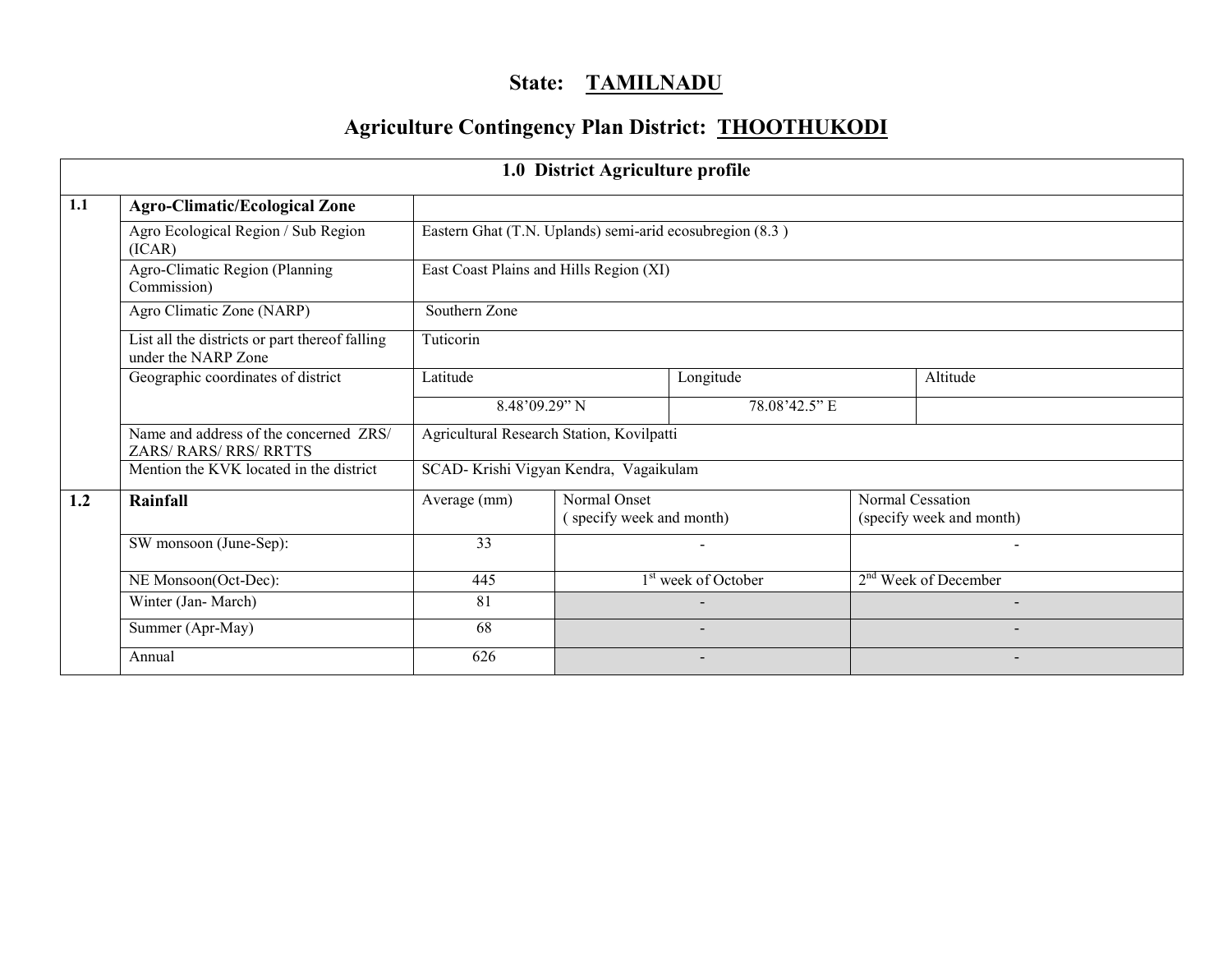# State: TAMILNADU

## Agriculture Contingency Plan District: THOOTHUKODI

| 1.0 District Agriculture profile | | | | | |
|---|---|---|---|---|---|
| **1.1** | **Agro-Climatic/Ecological Zone** | | | | |
| | Agro Ecological Region / Sub Region (ICAR) | Eastern Ghat (T.N. Uplands) semi-arid ecosubregion (8.3 ) | | | |
| | Agro-Climatic Region (Planning Commission) | East Coast Plains and Hills Region (XI) | | | |
| | Agro Climatic Zone (NARP) | Southern Zone | | | |
| | List all the districts or part thereof falling under the NARP Zone | Tuticorin | | | |
| | Geographic coordinates of district | Latitude | | Longitude | Altitude |
| | | 8.48'09.29" N | | 78.08'42.5" E | |
| | Name and address of the concerned ZRS/ ZARS/ RARS/ RRS/ RRTTS | Agricultural Research Station, Kovilpatti | | | |
| | Mention the KVK located in the district | SCAD- Krishi Vigyan Kendra, Vagaikulam | | | |
| **1.2** | **Rainfall** | Average (mm) | Normal Onset ( specify week and month) | | Normal Cessation (specify week and month) |
| | SW monsoon (June-Sep): | 33 | - | | - |
| | NE Monsoon(Oct-Dec): | 445 | 1st week of October | | 2nd Week of December |
| | Winter (Jan- March) | 81 | - | | - |
| | Summer (Apr-May) | 68 | - | | - |
| | Annual | 626 | - | | - |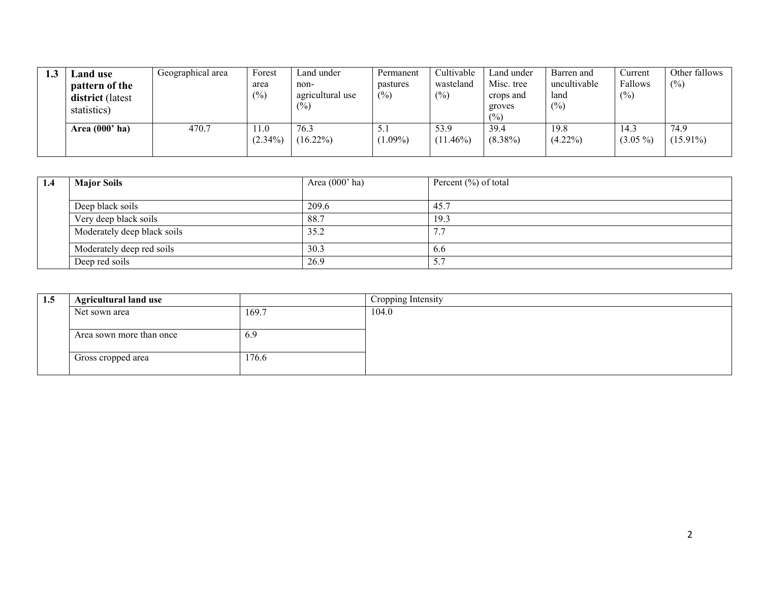| 1.3 | **Land use pattern of the district** (latest statistics) | Geographical area | Forest area (%) | Land under non-agricultural use (%) | Permanent pastures (%) | Cultivable wasteland (%) | Land under Misc. tree crops and groves (%) | Barren and uncultivable land (%) | Current Fallows (%) | Other fallows (%) |
|---|---|---|---|---|---|---|---|---|---|---|
| | **Area (000' ha)** | 470.7 | 11.0 (2.34%) | 76.3 (16.22%) | 5.1 (1.09%) | 53.9 (11.46%) | 39.4 (8.38%) | 19.8 (4.22%) | 14.3 (3.05 %) | 74.9 (15.91%) |

| 1.4 | **Major Soils** | Area (000' ha) | Percent (%) of total |
|---|---|---|---|
| | Deep black soils | 209.6 | 45.7 |
| | Very deep black soils | 88.7 | 19.3 |
| | Moderately deep black soils | 35.2 | 7.7 |
| | Moderately deep red soils | 30.3 | 6.6 |
| | Deep red soils | 26.9 | 5.7 |

| 1.5 | **Agricultural land use** | | Cropping Intensity |
|---|---|---|---|
| | Net sown area | 169.7 | 104.0 |
| | Area sown more than once | 6.9 | |
| | Gross cropped area | 176.6 | |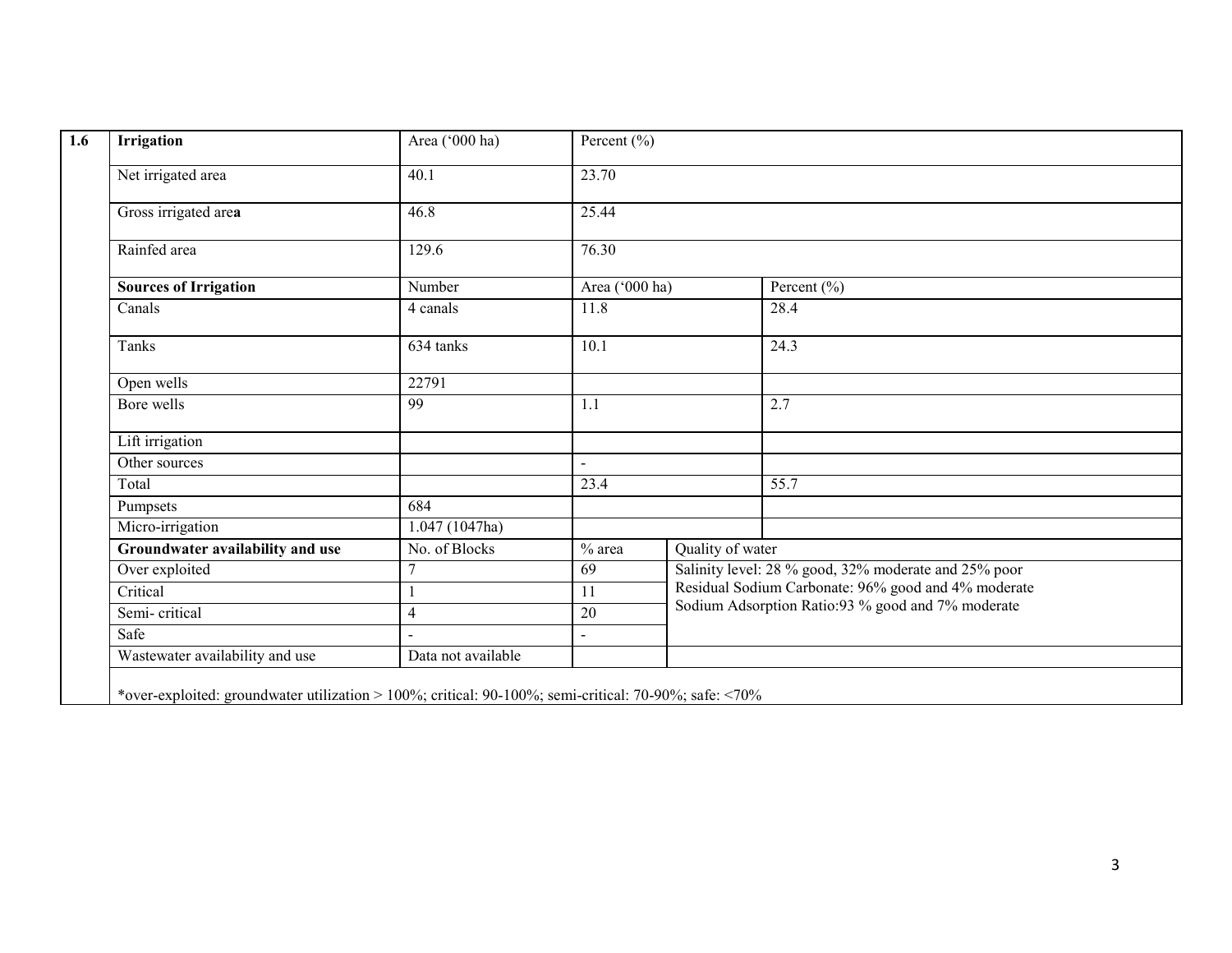| 1.6 | Irrigation | Area ('000 ha) | Percent (%) | | |
|---|---|---|---|---|---|
| | Net irrigated area | 40.1 | 23.70 | | |
| | Gross irrigated area | 46.8 | 25.44 | | |
| | Rainfed area | 129.6 | 76.30 | | |
| | **Sources of Irrigation** | Number | Area ('000 ha) | | Percent (%) |
| | Canals | 4 canals | 11.8 | | 28.4 |
| | Tanks | 634 tanks | 10.1 | | 24.3 |
| | Open wells | 22791 | | | |
| | Bore wells | 99 | 1.1 | | 2.7 |
| | Lift irrigation | | | | |
| | Other sources | | - | | |
| | Total | | 23.4 | | 55.7 |
| | Pumpsets | 684 | | | |
| | Micro-irrigation | 1.047 (1047ha) | | | |
| | **Groundwater availability and use** | No. of Blocks | % area | Quality of water | |
| | Over exploited | 7 | 69 | Salinity level: 28 % good, 32% moderate and 25% poor<br>Residual Sodium Carbonate: 96% good and 4% moderate<br>Sodium Adsorption Ratio:93 % good and 7% moderate | |
| | Critical | 1 | 11 | | |
| | Semi- critical | 4 | 20 | | |
| | Safe | - | - | | |
| | Wastewater availability and use | Data not available | | | |
| | *over-exploited: groundwater utilization > 100%; critical: 90-100%; semi-critical: 70-90%; safe: <70% | | | | |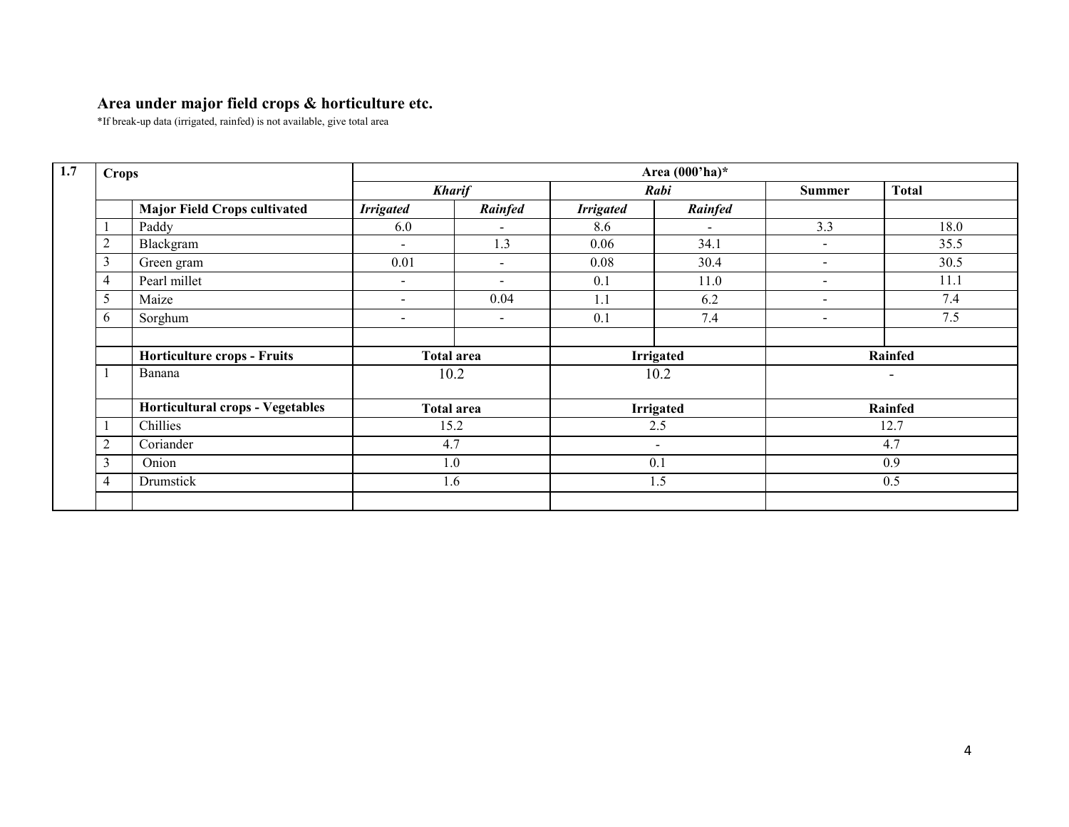## Area under major field crops & horticulture etc.

*If break-up data (irrigated, rainfed) is not available, give total area

| 1.7 | Crops | | Area (000'ha)* | | | | | |
|---|---|---|---|---|---|---|---|---|
| | | | *Kharif* | | *Rabi* | | Summer | Total |
| | | **Major Field Crops cultivated** | ***Irrigated*** | ***Rainfed*** | ***Irrigated*** | ***Rainfed*** | | |
| | 1 | Paddy | 6.0 | - | 8.6 | - | 3.3 | 18.0 |
| | 2 | Blackgram | - | 1.3 | 0.06 | 34.1 | - | 35.5 |
| | 3 | Green gram | 0.01 | - | 0.08 | 30.4 | - | 30.5 |
| | 4 | Pearl millet | - | - | 0.1 | 11.0 | - | 11.1 |
| | 5 | Maize | - | 0.04 | 1.1 | 6.2 | - | 7.4 |
| | 6 | Sorghum | - | - | 0.1 | 7.4 | - | 7.5 |
| | | | | | | | | |
| | | **Horticulture crops - Fruits** | **Total area** | | **Irrigated** | | **Rainfed** | |
| | 1 | Banana | 10.2 | | 10.2 | | - | |
| | | **Horticultural crops - Vegetables** | **Total area** | | **Irrigated** | | **Rainfed** | |
| | 1 | Chillies | 15.2 | | 2.5 | | 12.7 | |
| | 2 | Coriander | 4.7 | | - | | 4.7 | |
| | 3 | Onion | 1.0 | | 0.1 | | 0.9 | |
| | 4 | Drumstick | 1.6 | | 1.5 | | 0.5 | |
| | | | | | | | | |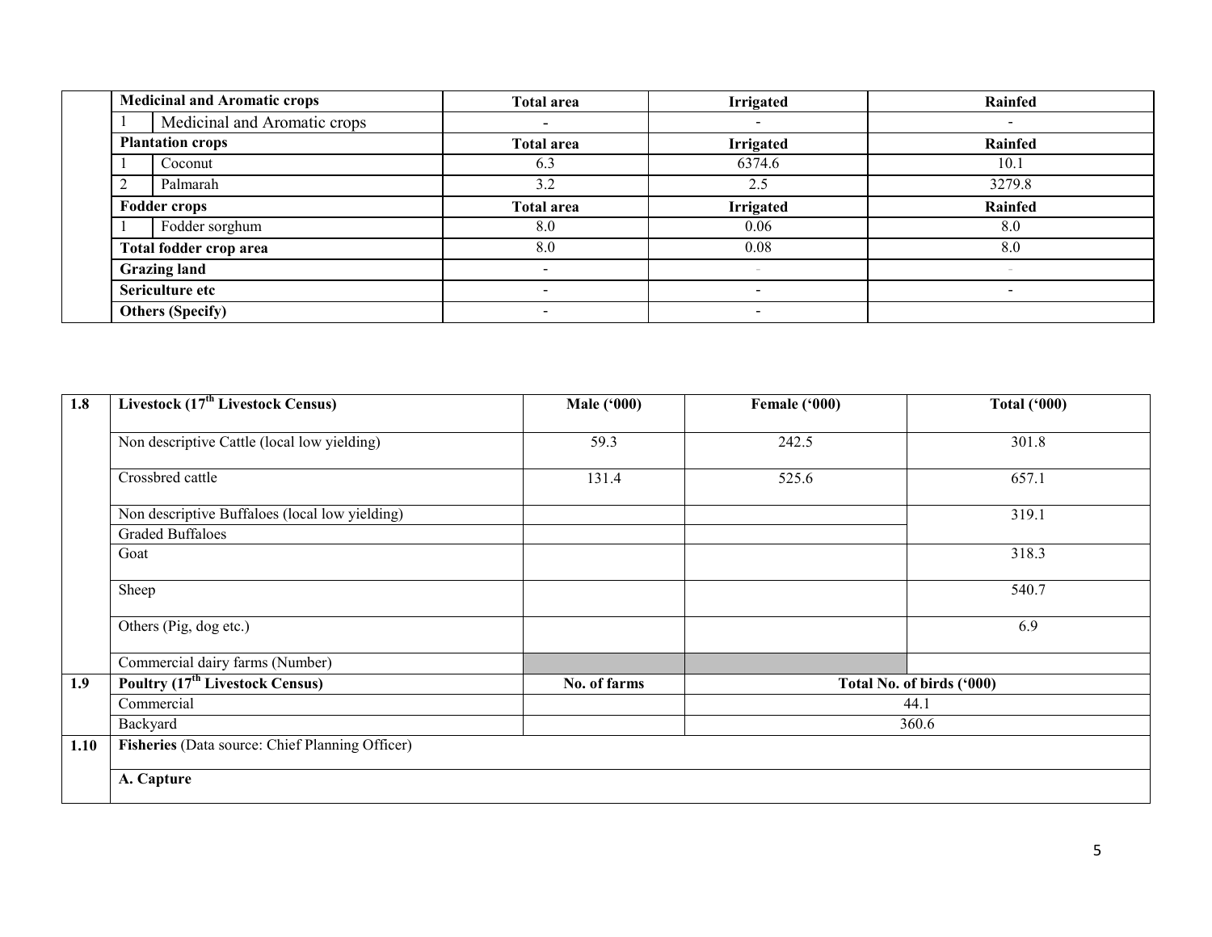| | Medicinal and Aromatic crops | | Total area | Irrigated | Rainfed |
|---|---|---|---|---|---|
| | 1 | Medicinal and Aromatic crops | - | - | - |
| | Plantation crops | | Total area | Irrigated | Rainfed |
| | 1 | Coconut | 6.3 | 6374.6 | 10.1 |
| | 2 | Palmarah | 3.2 | 2.5 | 3279.8 |
| | Fodder crops | | Total area | Irrigated | Rainfed |
| | 1 | Fodder sorghum | 8.0 | 0.06 | 8.0 |
| | Total fodder crop area | | 8.0 | 0.08 | 8.0 |
| | Grazing land | | - | - | - |
| | Sericulture etc | | - | - | - |
| | Others (Specify) | | - | - | |

| | | | | |
|---|---|---|---|---|
| 1.8 | **Livestock (17th Livestock Census)** | **Male ('000)** | **Female ('000)** | **Total ('000)** |
| | Non descriptive Cattle (local low yielding) | 59.3 | 242.5 | 301.8 |
| | Crossbred cattle | 131.4 | 525.6 | 657.1 |
| | Non descriptive Buffaloes (local low yielding) | | | 319.1 |
| | Graded Buffaloes | | | |
| | Goat | | | 318.3 |
| | Sheep | | | 540.7 |
| | Others (Pig, dog etc.) | | | 6.9 |
| | Commercial dairy farms (Number) | | | |
| 1.9 | **Poultry (17th Livestock Census)** | **No. of farms** | **Total No. of birds ('000)** | |
| | Commercial | | 44.1 | |
| | Backyard | | 360.6 | |
| 1.10 | **Fisheries** (Data source: Chief Planning Officer) | | | |
| | **A. Capture** | | | |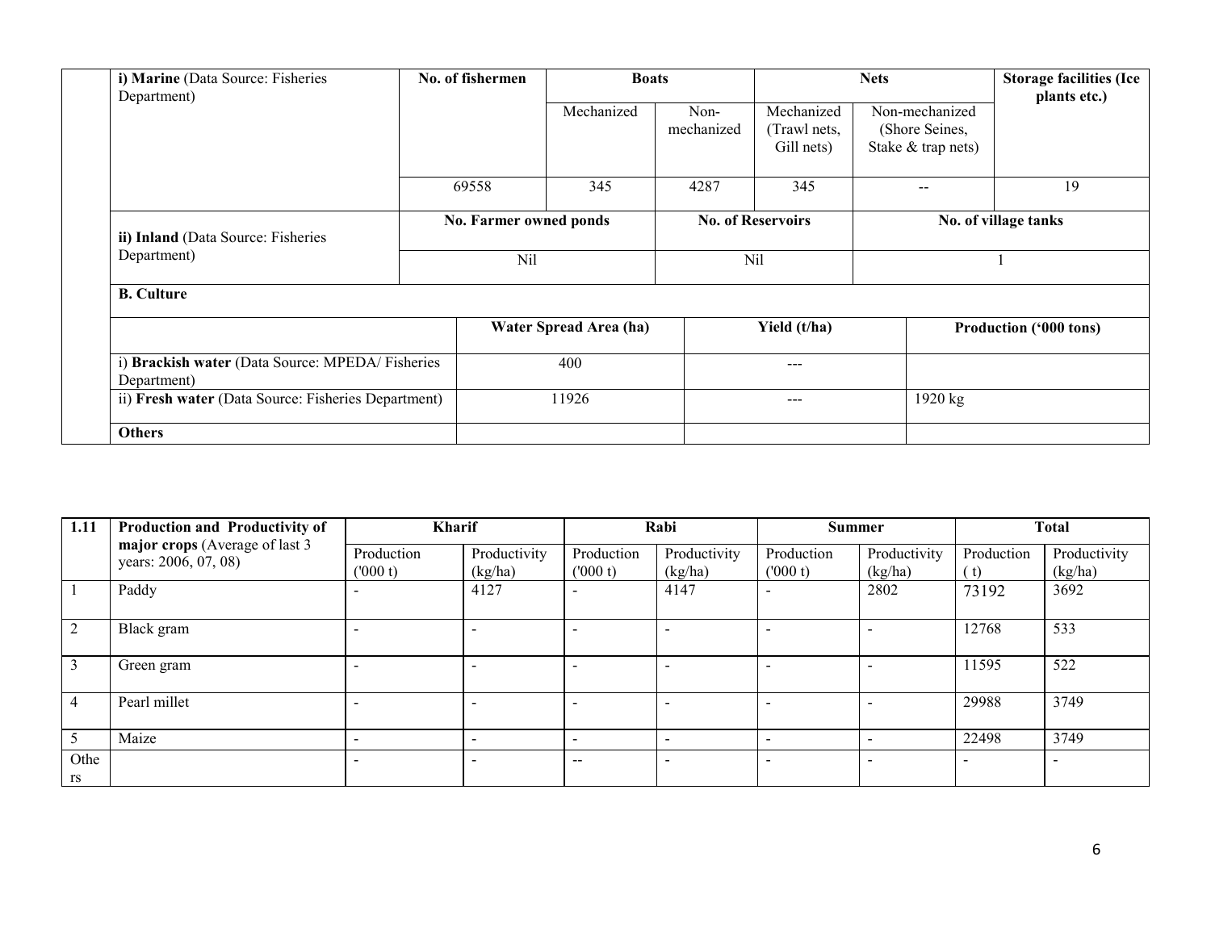| | i) Marine (Data Source: Fisheries Department) | No. of fishermen | Boats | | Nets | | Storage facilities (Ice plants etc.) |
|---|---|---|---|---|---|---|---|
| | | | Mechanized | Non-mechanized | Mechanized (Trawl nets, Gill nets) | Non-mechanized (Shore Seines, Stake & trap nets) | |
| | | 69558 | 345 | 4287 | 345 | -- | 19 |
| | ii) Inland (Data Source: Fisheries Department) | No. Farmer owned ponds | | No. of Reservoirs | | No. of village tanks | |
| | | Nil | | Nil | | 1 | |
| | **B. Culture** | | | | | | |
| | | Water Spread Area (ha) | | Yield (t/ha) | | Production ('000 tons) | |
| | i) **Brackish water** (Data Source: MPEDA/ Fisheries Department) | 400 | | --- | | | |
| | ii) **Fresh water** (Data Source: Fisheries Department) | 11926 | | --- | | 1920 kg | |
| | **Others** | | | | | | |

| 1.11 | Production and Productivity of major crops (Average of last 3 years: 2006, 07, 08) | Kharif | | Rabi | | Summer | | Total | |
|---|---|---|---|---|---|---|---|---|---|
| | | Production ('000 t) | Productivity (kg/ha) | Production ('000 t) | Productivity (kg/ha) | Production ('000 t) | Productivity (kg/ha) | Production ( t) | Productivity (kg/ha) |
| 1 | Paddy | - | 4127 | - | 4147 | - | 2802 | 73192 | 3692 |
| 2 | Black gram | - | - | - | - | - | - | 12768 | 533 |
| 3 | Green gram | - | - | - | - | - | - | 11595 | 522 |
| 4 | Pearl millet | - | - | - | - | - | - | 29988 | 3749 |
| 5 | Maize | - | - | - | - | - | - | 22498 | 3749 |
| Others | | - | - | -- | - | - | - | - | - |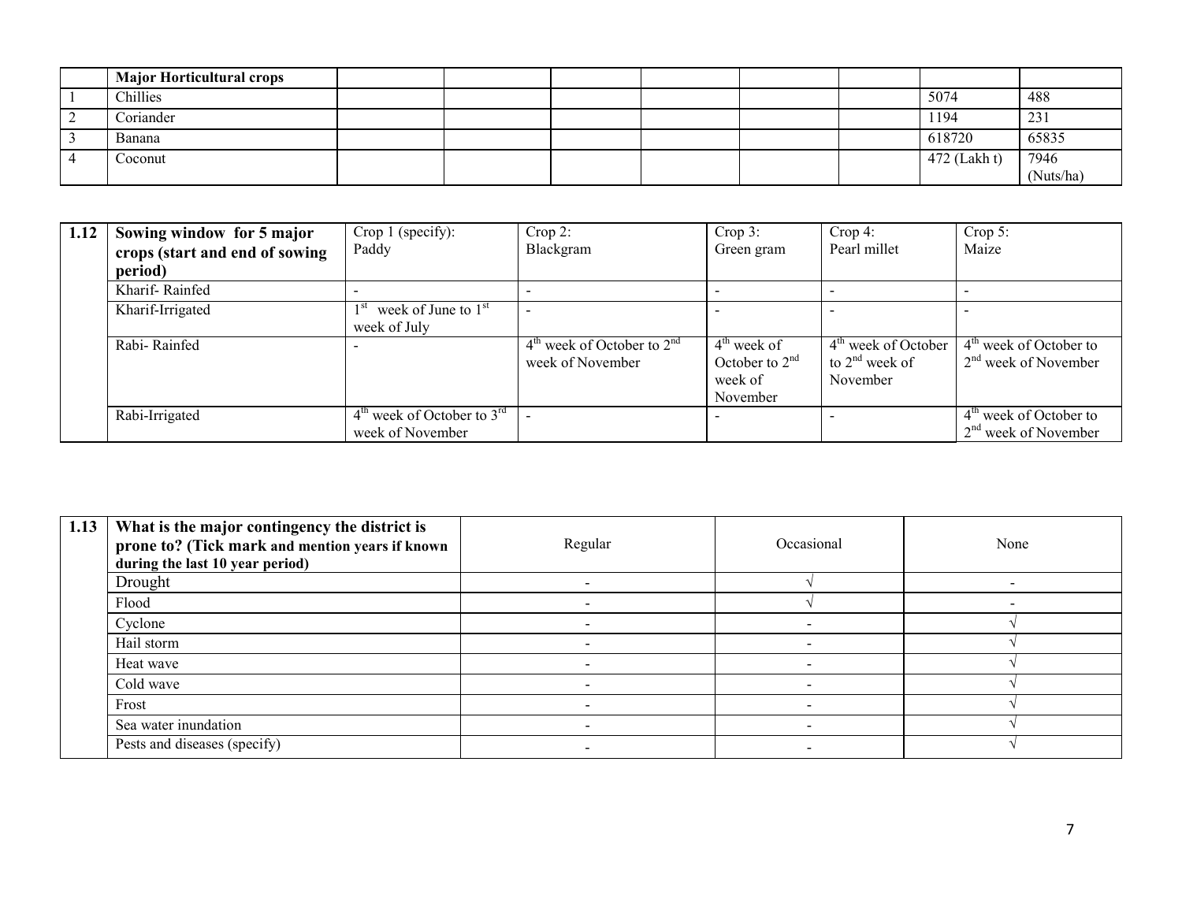| | Major Horticultural crops | | | | | | | | |
|---|---|---|---|---|---|---|---|---|---|
| 1 | Chillies | | | | | | | 5074 | 488 |
| 2 | Coriander | | | | | | | 1194 | 231 |
| 3 | Banana | | | | | | | 618720 | 65835 |
| 4 | Coconut | | | | | | | 472 (Lakh t) | 7946 (Nuts/ha) |

| 1.12 | Sowing window for 5 major crops (start and end of sowing period) | Crop 1 (specify): Paddy | Crop 2: Blackgram | Crop 3: Green gram | Crop 4: Pearl millet | Crop 5: Maize |
|---|---|---|---|---|---|---|
| | Kharif- Rainfed | - | - | - | - | - |
| | Kharif-Irrigated | 1st week of June to 1st week of July | - | - | - | - |
| | Rabi- Rainfed | - | 4th week of October to 2nd week of November | 4th week of October to 2nd week of November | 4th week of October to 2nd week of November | 4th week of October to 2nd week of November |
| | Rabi-Irrigated | 4th week of October to 3rd week of November | - | - | - | 4th week of October to 2nd week of November |

| 1.13 | What is the major contingency the district is prone to? (Tick mark and mention years if known during the last 10 year period) | Regular | Occasional | None |
|---|---|---|---|---|
| | Drought | - | √ | - |
| | Flood | - | √ | - |
| | Cyclone | - | - | √ |
| | Hail storm | - | - | √ |
| | Heat wave | - | - | √ |
| | Cold wave | - | - | √ |
| | Frost | - | - | √ |
| | Sea water inundation | - | - | √ |
| | Pests and diseases (specify) | - | - | √ |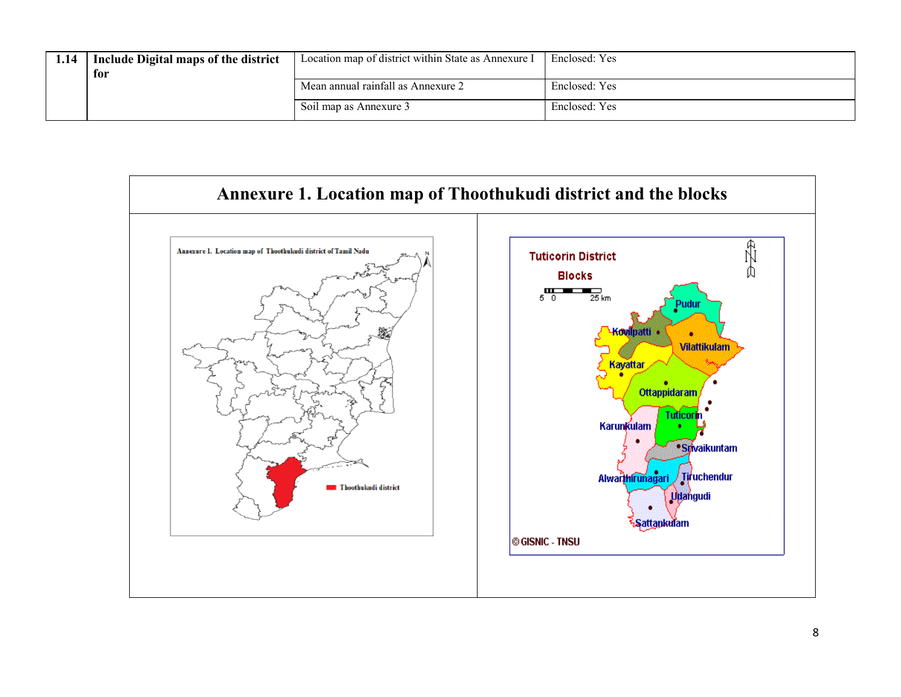| | | | |
|---|---|---|---|
| 1.14 | **Include Digital maps of the district for** | Location map of district within State as Annexure I | Enclosed: Yes |
| | | Mean annual rainfall as Annexure 2 | Enclosed: Yes |
| | | Soil map as Annexure 3 | Enclosed: Yes |

## Annexure 1. Location map of Thoothukudi district and the blocks

Annexure I. Location map of Thoothukudi district of Tamil Nadu

Thoothukudi district

Tuticorin District

Blocks

5 0 25 km

Pudur

Kovilpatti

Vilattikulam

Kayattar

Ottappidaram

Tuticorin

Karunkulam

Srivaikuntam

Alwarthirunagari

Tiruchendur

Udangudi

Sattankulam

© GISNIC - TNSU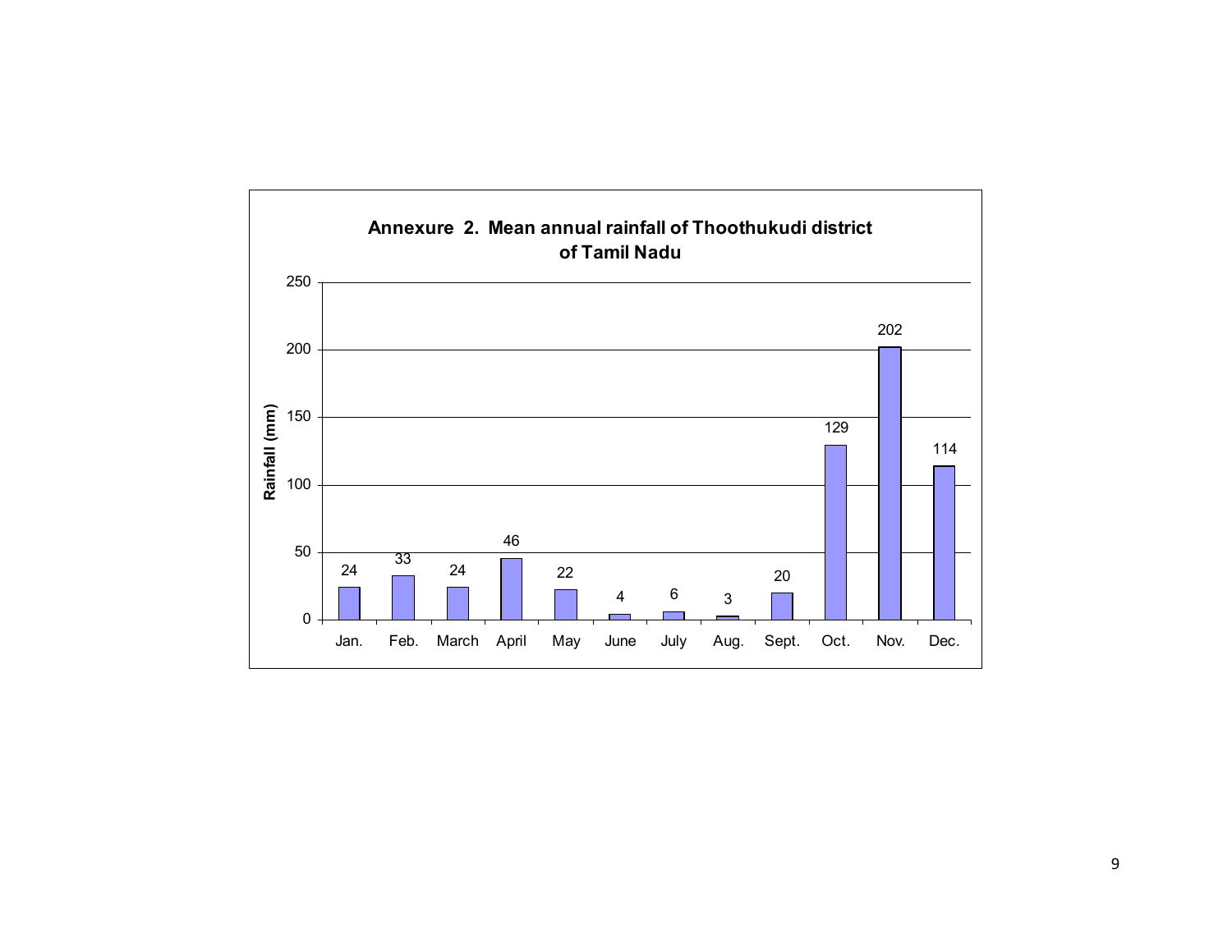**Annexure 2. Mean annual rainfall of Thoothukudi district of Tamil Nadu**

Rainfall (mm)

250
200
150
100
50
0

24
33
24
46
22
4
6
3
20
129
202
114

Jan.
Feb.
March
April
May
June
July
Aug.
Sept.
Oct.
Nov.
Dec.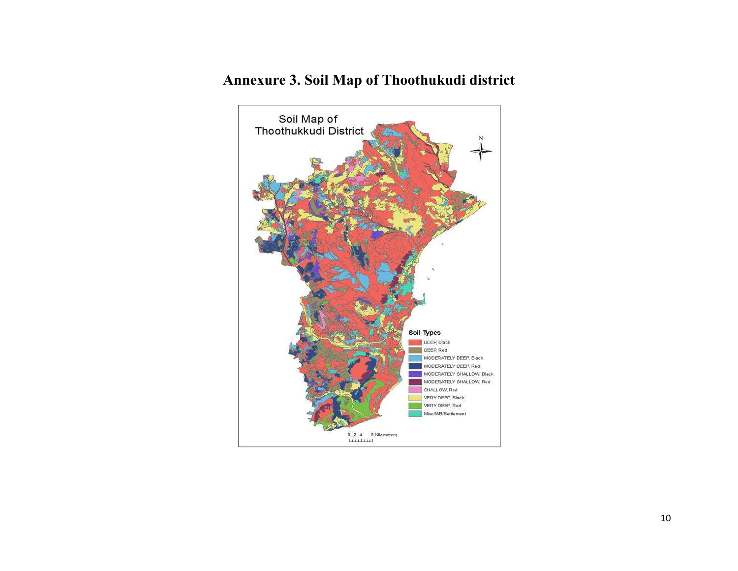# Annexure 3. Soil Map of Thoothukudi district

Soil Map of Thoothukkudi District

N

Soil Types

DEEP, Black

DEEP, Red

MODERATELY DEEP, Black

MODERATELY DEEP, Red

MODERATELY SHALLOW, Black

MODERATELY SHALLOW, Red

SHALLOW, Red

VERY DEEP, Black

VERY DEEP, Red

Misc/WB/Settlement

0 2 4 8 Kilometers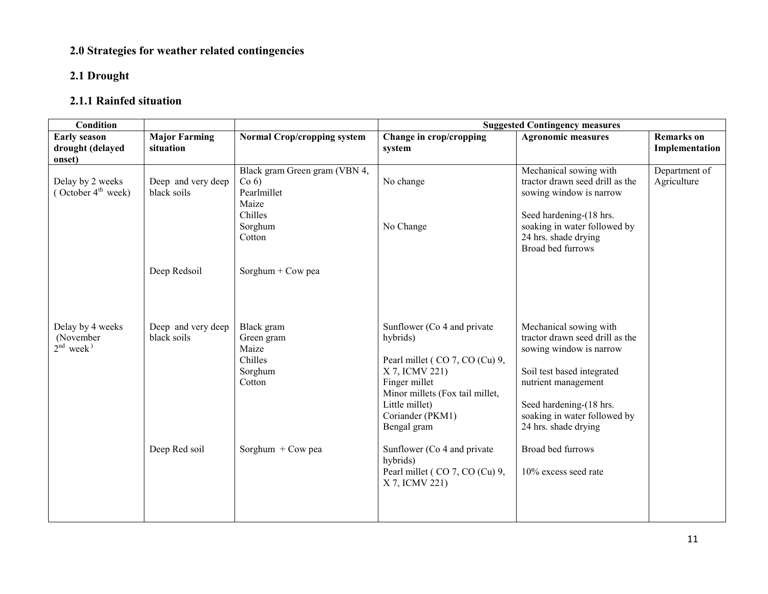## 2.0 Strategies for weather related contingencies

### 2.1 Drought

### 2.1.1 Rainfed situation

| Condition | | | Suggested Contingency measures | | |
|---|---|---|---|---|---|
| **Early season drought (delayed onset)** | **Major Farming situation** | **Normal Crop/cropping system** | **Change in crop/cropping system** | **Agronomic measures** | **Remarks on Implementation** |
| Delay by 2 weeks ( October 4th week) | Deep and very deep black soils | Black gram Green gram (VBN 4, Co 6)<br>Pearlmillet<br>Maize<br>Chilles<br>Sorghum<br>Cotton | No change<br><br>No Change | Mechanical sowing with tractor drawn seed drill as the sowing window is narrow<br><br>Seed hardening-(18 hrs. soaking in water followed by 24 hrs. shade drying<br>Broad bed furrows | Department of Agriculture |
| | Deep Redsoil | Sorghum + Cow pea | | | |
| Delay by 4 weeks (November 2nd week) | Deep and very deep black soils | Black gram<br>Green gram<br>Maize<br>Chilles<br>Sorghum<br>Cotton | Sunflower (Co 4 and private hybrids)<br><br>Pearl millet ( CO 7, CO (Cu) 9, X 7, ICMV 221)<br>Finger millet<br>Minor millets (Fox tail millet, Little millet)<br>Coriander (PKM1)<br>Bengal gram | Mechanical sowing with tractor drawn seed drill as the sowing window is narrow<br><br>Soil test based integrated nutrient management<br><br>Seed hardening-(18 hrs. soaking in water followed by 24 hrs. shade drying | |
| | Deep Red soil | Sorghum + Cow pea | Sunflower (Co 4 and private hybrids)<br>Pearl millet ( CO 7, CO (Cu) 9, X 7, ICMV 221) | Broad bed furrows<br><br>10% excess seed rate | |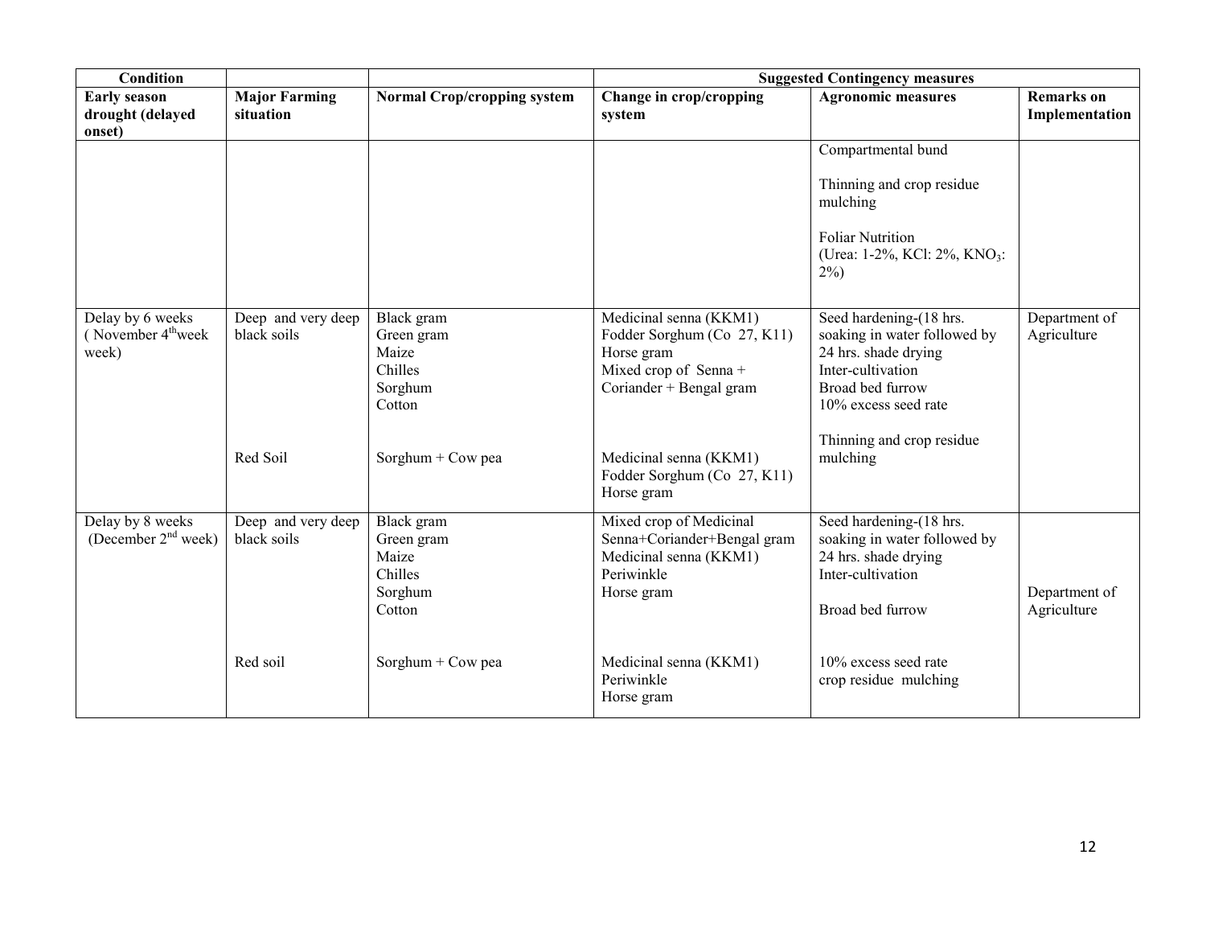| Condition | | | Suggested Contingency measures | | |
|---|---|---|---|---|---|
| **Early season drought (delayed onset)** | **Major Farming situation** | **Normal Crop/cropping system** | **Change in crop/cropping system** | **Agronomic measures** | **Remarks on Implementation** |
| | | | | Compartmental bund<br><br>Thinning and crop residue mulching<br><br>Foliar Nutrition (Urea: 1-2%, KCl: 2%, $KNO_3$: 2%) | |
| Delay by 6 weeks ( November 4th week) | Deep and very deep black soils | Black gram<br>Green gram<br>Maize<br>Chilles<br>Sorghum<br>Cotton | Medicinal senna (KKM1)<br>Fodder Sorghum (Co 27, K11)<br>Horse gram<br>Mixed crop of Senna + Coriander + Bengal gram | Seed hardening-(18 hrs. soaking in water followed by 24 hrs. shade drying<br>Inter-cultivation<br>Broad bed furrow<br>10% excess seed rate<br><br>Thinning and crop residue mulching | Department of Agriculture |
| | Red Soil | Sorghum + Cow pea | Medicinal senna (KKM1)<br>Fodder Sorghum (Co 27, K11)<br>Horse gram | | |
| Delay by 8 weeks (December 2nd week) | Deep and very deep black soils | Black gram<br>Green gram<br>Maize<br>Chilles<br>Sorghum<br>Cotton | Mixed crop of Medicinal Senna+Coriander+Bengal gram<br>Medicinal senna (KKM1)<br>Periwinkle<br>Horse gram | Seed hardening-(18 hrs. soaking in water followed by 24 hrs. shade drying<br>Inter-cultivation<br><br>Broad bed furrow | Department of Agriculture |
| | Red soil | Sorghum + Cow pea | Medicinal senna (KKM1)<br>Periwinkle<br>Horse gram | 10% excess seed rate<br>crop residue mulching | |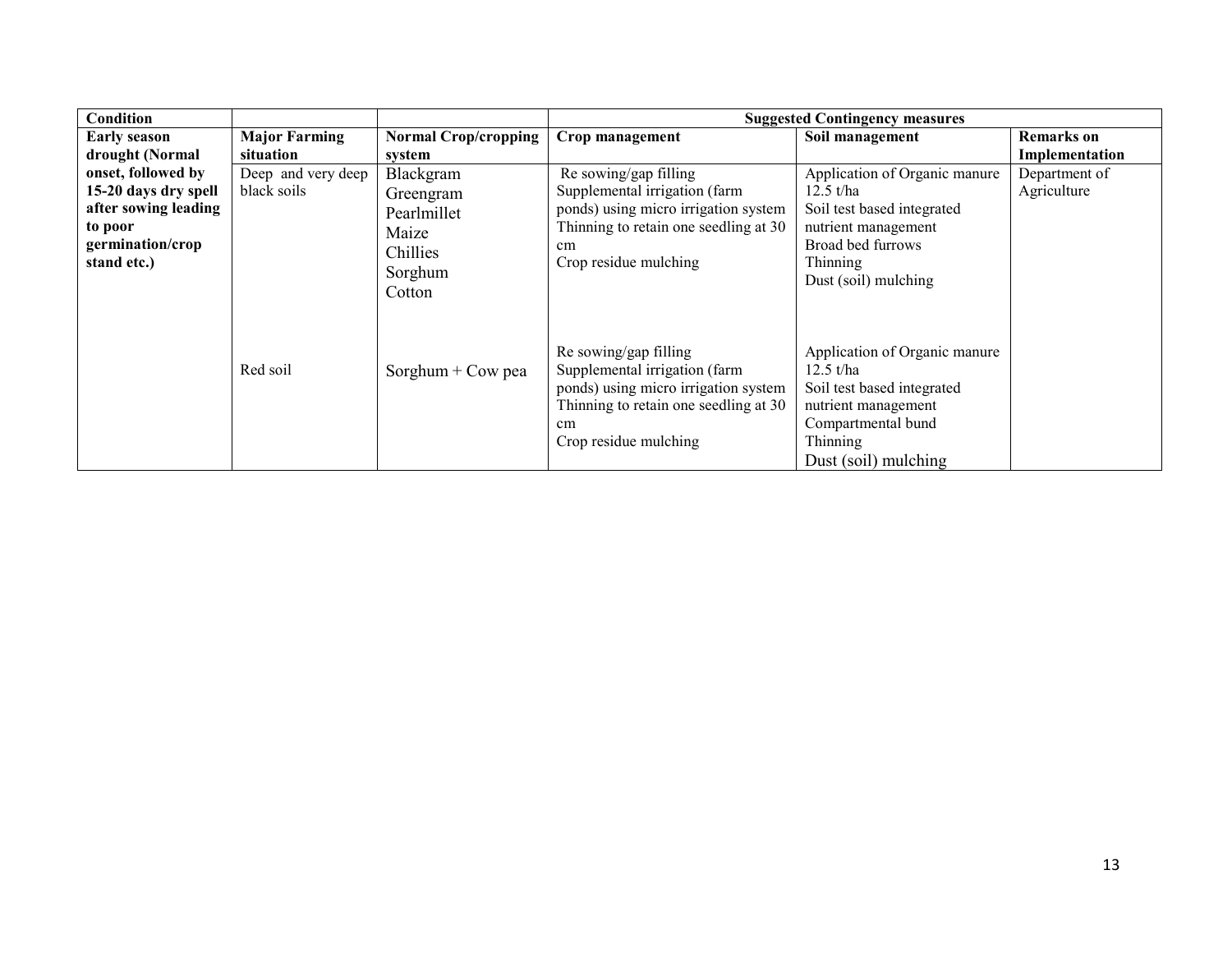| Condition | | | Suggested Contingency measures | | |
|---|---|---|---|---|---|
| **Early season drought (Normal onset, followed by 15-20 days dry spell after sowing leading to poor germination/crop stand etc.)** | **Major Farming situation** | **Normal Crop/cropping system** | **Crop management** | **Soil management** | **Remarks on Implementation** |
| | Deep and very deep black soils | Blackgram<br>Greengram<br>Pearlmillet<br>Maize<br>Chillies<br>Sorghum<br>Cotton | Re sowing/gap filling<br>Supplemental irrigation (farm ponds) using micro irrigation system<br>Thinning to retain one seedling at 30 cm<br>Crop residue mulching | Application of Organic manure 12.5 t/ha<br>Soil test based integrated nutrient management<br>Broad bed furrows<br>Thinning<br>Dust (soil) mulching | Department of Agriculture |
| | Red soil | Sorghum + Cow pea | Re sowing/gap filling<br>Supplemental irrigation (farm ponds) using micro irrigation system<br>Thinning to retain one seedling at 30 cm<br>Crop residue mulching | Application of Organic manure 12.5 t/ha<br>Soil test based integrated nutrient management<br>Compartmental bund<br>Thinning<br>Dust (soil) mulching | |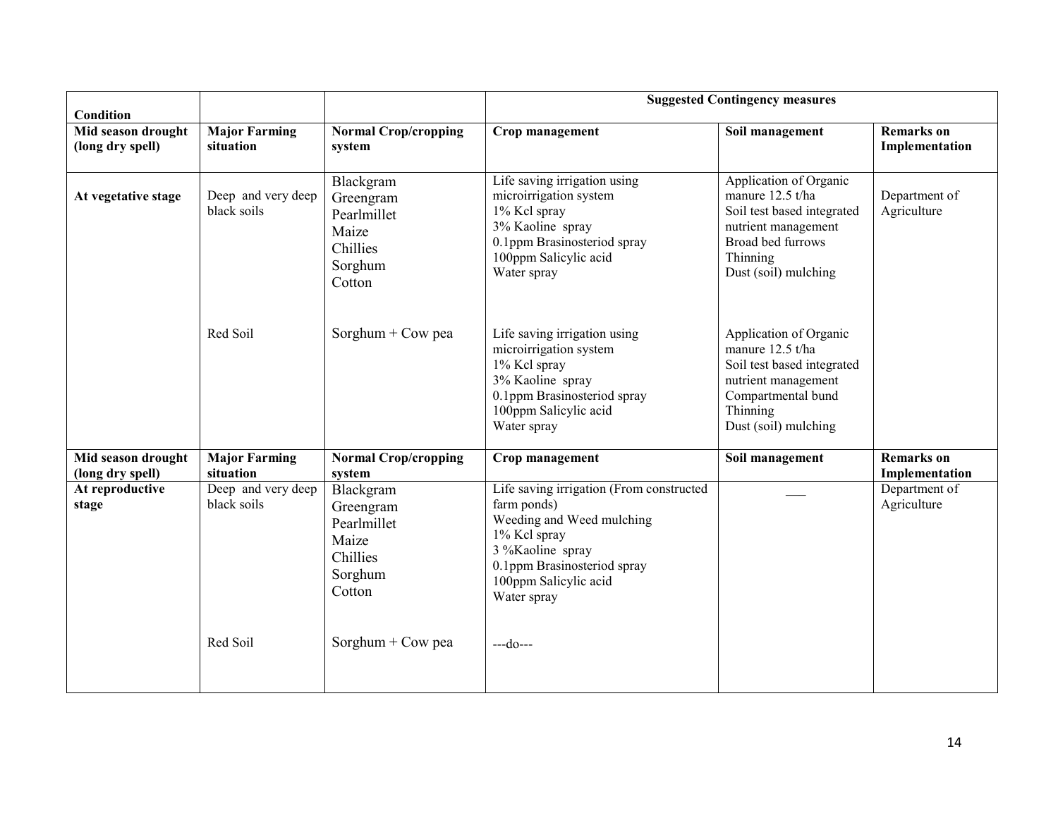| Condition | | | Suggested Contingency measures | | |
|---|---|---|---|---|---|
| **Mid season drought (long dry spell)** | **Major Farming situation** | **Normal Crop/cropping system** | **Crop management** | **Soil management** | **Remarks on Implementation** |
| **At vegetative stage** | Deep and very deep black soils | Blackgram<br>Greengram<br>Pearlmillet<br>Maize<br>Chillies<br>Sorghum<br>Cotton | Life saving irrigation using microirrigation system<br>1% Kcl spray<br>3% Kaoline spray<br>0.1ppm Brasinosteriod spray<br>100ppm Salicylic acid<br>Water spray | Application of Organic manure 12.5 t/ha<br>Soil test based integrated nutrient management<br>Broad bed furrows<br>Thinning<br>Dust (soil) mulching | Department of Agriculture |
| | Red Soil | Sorghum + Cow pea | Life saving irrigation using microirrigation system<br>1% Kcl spray<br>3% Kaoline spray<br>0.1ppm Brasinosteriod spray<br>100ppm Salicylic acid<br>Water spray | Application of Organic manure 12.5 t/ha<br>Soil test based integrated nutrient management<br>Compartmental bund<br>Thinning<br>Dust (soil) mulching | |
| **Mid season drought (long dry spell)** | **Major Farming situation** | **Normal Crop/cropping system** | **Crop management** | **Soil management** | **Remarks on Implementation** |
| **At reproductive stage** | Deep and very deep black soils | Blackgram<br>Greengram<br>Pearlmillet<br>Maize<br>Chillies<br>Sorghum<br>Cotton | Life saving irrigation (From constructed farm ponds)<br>Weeding and Weed mulching<br>1% Kcl spray<br>3 %Kaoline spray<br>0.1ppm Brasinosteriod spray<br>100ppm Salicylic acid<br>Water spray | ___ | Department of Agriculture |
| | Red Soil | Sorghum + Cow pea | ---do--- | | |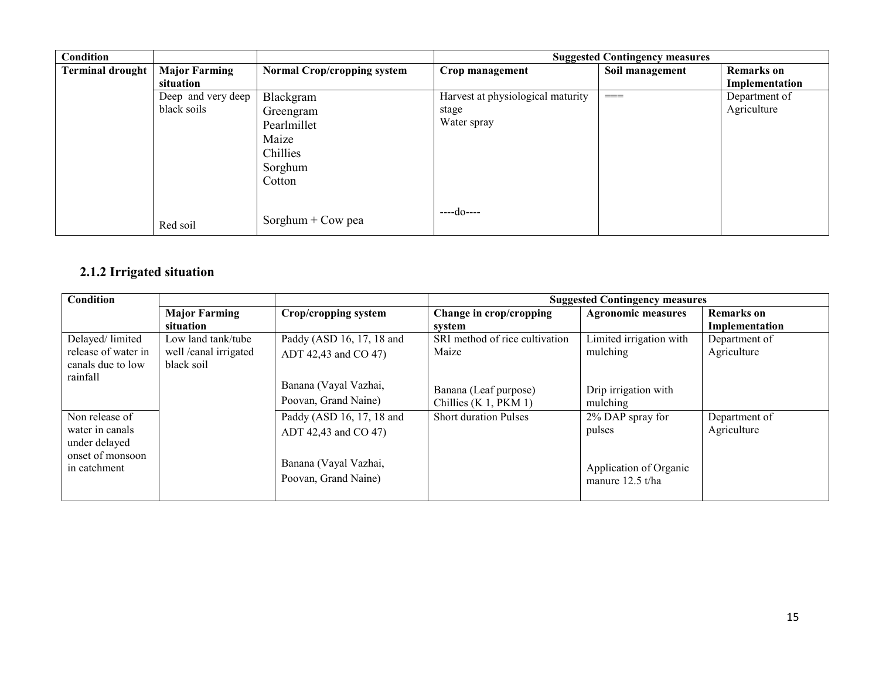| Condition | | | Suggested Contingency measures | | |
|---|---|---|---|---|---|
| Terminal drought | Major Farming situation | Normal Crop/cropping system | Crop management | Soil management | Remarks on Implementation |
| | Deep and very deep black soils | Blackgram<br>Greengram<br>Pearlmillet<br>Maize<br>Chillies<br>Sorghum<br>Cotton | Harvest at physiological maturity stage<br>Water spray | === | Department of Agriculture |
| | Red soil | Sorghum + Cow pea | ----do---- | | |

## 2.1.2 Irrigated situation

| Condition | | | Suggested Contingency measures | | |
|---|---|---|---|---|---|
| | Major Farming situation | Crop/cropping system | Change in crop/cropping system | Agronomic measures | Remarks on Implementation |
| Delayed/ limited release of water in canals due to low rainfall | Low land tank/tube well /canal irrigated black soil | Paddy (ASD 16, 17, 18 and ADT 42,43 and CO 47)<br><br>Banana (Vayal Vazhai, Poovan, Grand Naine) | SRI method of rice cultivation<br>Maize<br><br>Banana (Leaf purpose)<br>Chillies (K 1, PKM 1) | Limited irrigation with mulching<br><br>Drip irrigation with mulching | Department of Agriculture |
| Non release of water in canals under delayed onset of monsoon in catchment | | Paddy (ASD 16, 17, 18 and ADT 42,43 and CO 47)<br><br>Banana (Vayal Vazhai, Poovan, Grand Naine) | Short duration Pulses | 2% DAP spray for pulses<br><br>Application of Organic manure 12.5 t/ha | Department of Agriculture |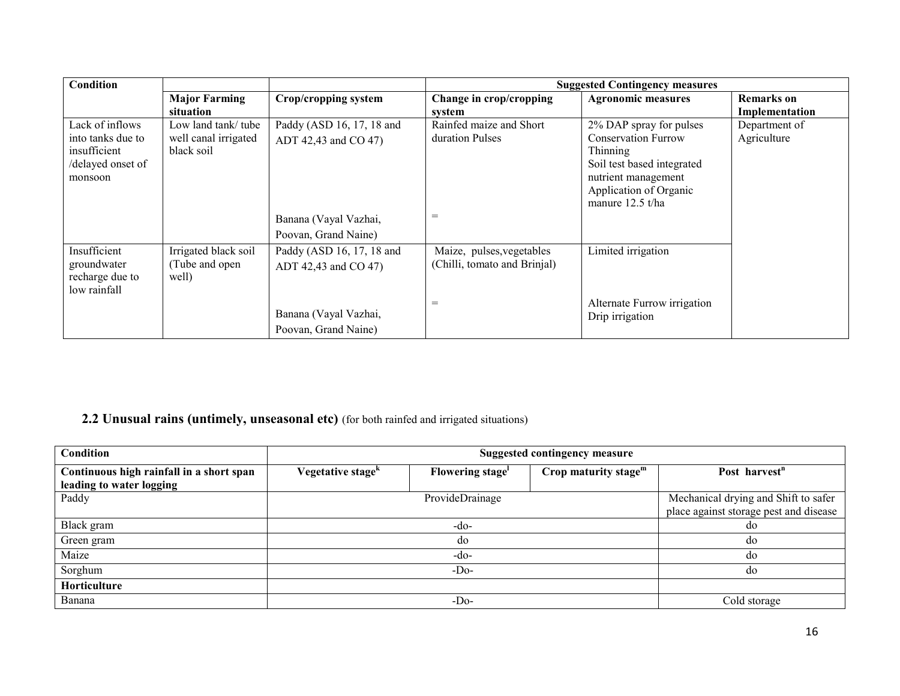| Condition | | | Suggested Contingency measures | | |
|---|---|---|---|---|---|
| | Major Farming situation | Crop/cropping system | Change in crop/cropping system | Agronomic measures | Remarks on Implementation |
| Lack of inflows into tanks due to insufficient /delayed onset of monsoon | Low land tank/ tube well canal irrigated black soil | Paddy (ASD 16, 17, 18 and ADT 42,43 and CO 47) | Rainfed maize and Short duration Pulses | 2% DAP spray for pulses Conservation Furrow Thinning Soil test based integrated nutrient management Application of Organic manure 12.5 t/ha | Department of Agriculture |
| | | Banana (Vayal Vazhai, Poovan, Grand Naine) | = | | |
| Insufficient groundwater recharge due to low rainfall | Irrigated black soil (Tube and open well) | Paddy (ASD 16, 17, 18 and ADT 42,43 and CO 47) | Maize, pulses,vegetables (Chilli, tomato and Brinjal) | Limited irrigation | |
| | | Banana (Vayal Vazhai, Poovan, Grand Naine) | = | Alternate Furrow irrigation Drip irrigation | |

## 2.2 Unusual rains (untimely, unseasonal etc) (for both rainfed and irrigated situations)

| Condition | Suggested contingency measure | | | |
|---|---|---|---|---|
| Continuous high rainfall in a short span leading to water logging | Vegetative stage[k] | Flowering stage[l] | Crop maturity stage[m] | Post harvest[n] |
| Paddy | ProvideDrainage | | | Mechanical drying and Shift to safer place against storage pest and disease |
| Black gram | -do- | | | do |
| Green gram | do | | | do |
| Maize | -do- | | | do |
| Sorghum | -Do- | | | do |
| **Horticulture** | | | | |
| Banana | -Do- | | | Cold storage |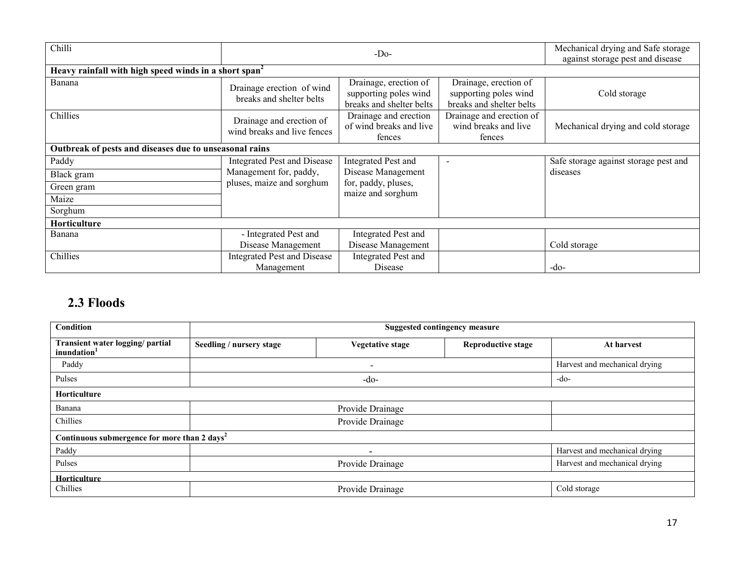| | | | | |
|---|---|---|---|---|
| Chilli | -Do- | | | Mechanical drying and Safe storage against storage pest and disease |
| **Heavy rainfall with high speed winds in a short span[2]** | | | | |
| Banana | Drainage erection of wind breaks and shelter belts | Drainage, erection of supporting poles wind breaks and shelter belts | Drainage, erection of supporting poles wind breaks and shelter belts | Cold storage |
| Chillies | Drainage and erection of wind breaks and live fences | Drainage and erection of wind breaks and live fences | Drainage and erection of wind breaks and live fences | Mechanical drying and cold storage |
| **Outbreak of pests and diseases due to unseasonal rains** | | | | |
| Paddy | Integrated Pest and Disease Management for, paddy, pluses, maize and sorghum | Integrated Pest and Disease Management for, paddy, pluses, maize and sorghum | - | Safe storage against storage pest and diseases |
| Black gram | | | | |
| Green gram | | | | |
| Maize | | | | |
| Sorghum | | | | |
| **Horticulture** | | | | |
| Banana | - Integrated Pest and Disease Management | Integrated Pest and Disease Management | | Cold storage |
| Chillies | Integrated Pest and Disease Management | Integrated Pest and Disease | | -do- |

## 2.3 Floods

| Condition | Suggested contingency measure | | | |
|---|---|---|---|---|
| **Transient water logging/ partial inundation[1]** | **Seedling / nursery stage** | **Vegetative stage** | **Reproductive stage** | **At harvest** |
| Paddy | - | | | Harvest and mechanical drying |
| Pulses | -do- | | | -do- |
| **Horticulture** | | | | |
| Banana | Provide Drainage | | | |
| Chillies | Provide Drainage | | | |
| **Continuous submergence for more than 2 days[2]** | | | | |
| Paddy | - | | | Harvest and mechanical drying |
| Pulses | Provide Drainage | | | Harvest and mechanical drying |
| **Horticulture** | | | | |
| Chillies | Provide Drainage | | | Cold storage |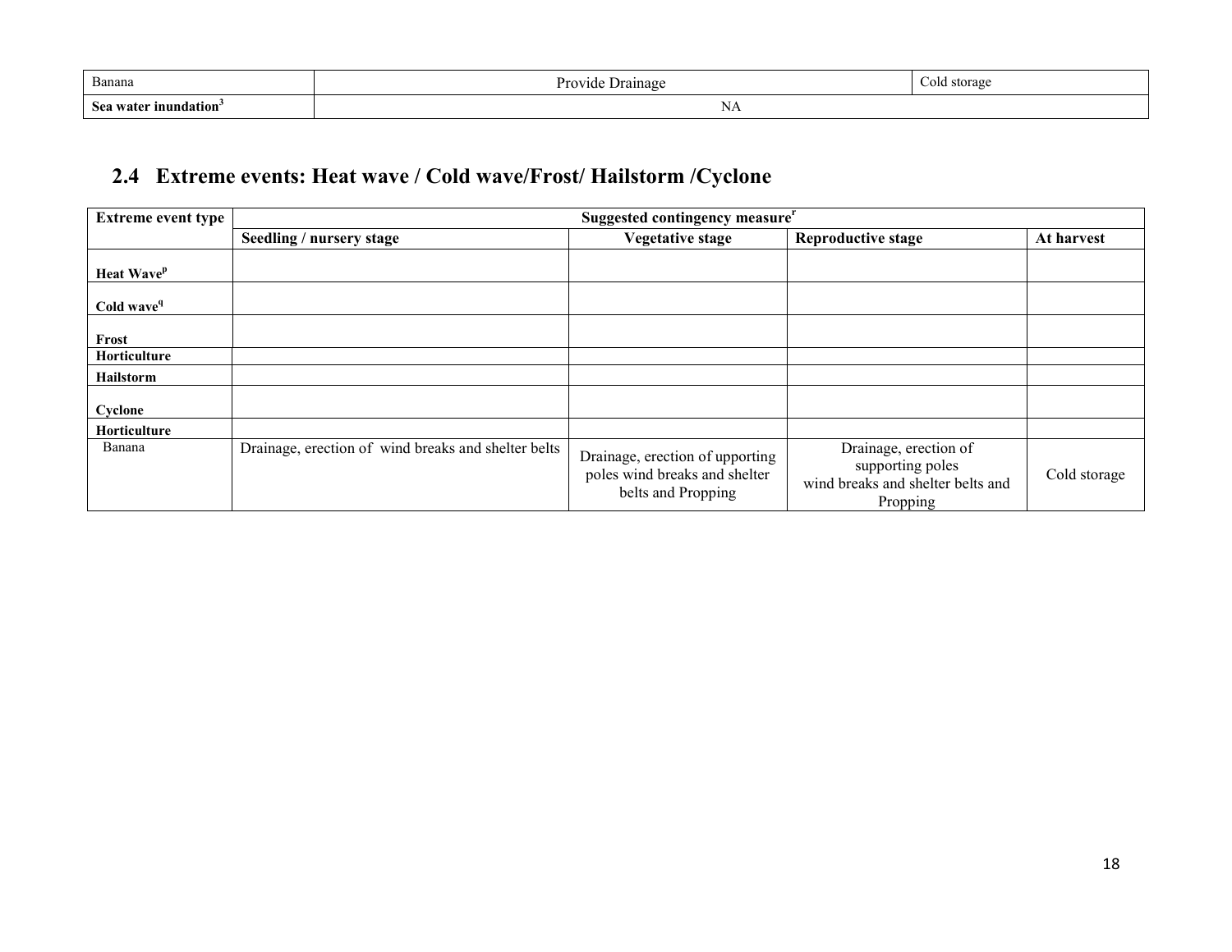| | | |
|---|---|---|
| Banana | Provide Drainage | Cold storage |
| **Sea water inundation**[3] | NA | |

## 2.4 Extreme events: Heat wave / Cold wave/Frost/ Hailstorm /Cyclone

| Extreme event type | Suggested contingency measure[r] | | | |
|---|---|---|---|---|
| | **Seedling / nursery stage** | **Vegetative stage** | **Reproductive stage** | **At harvest** |
| **Heat Wave**[p] | | | | |
| **Cold wave**[q] | | | | |
| **Frost** | | | | |
| **Horticulture** | | | | |
| **Hailstorm** | | | | |
| **Cyclone** | | | | |
| **Horticulture** | | | | |
| Banana | Drainage, erection of wind breaks and shelter belts | Drainage, erection of upporting poles wind breaks and shelter belts and Propping | Drainage, erection of supporting poles wind breaks and shelter belts and Propping | Cold storage |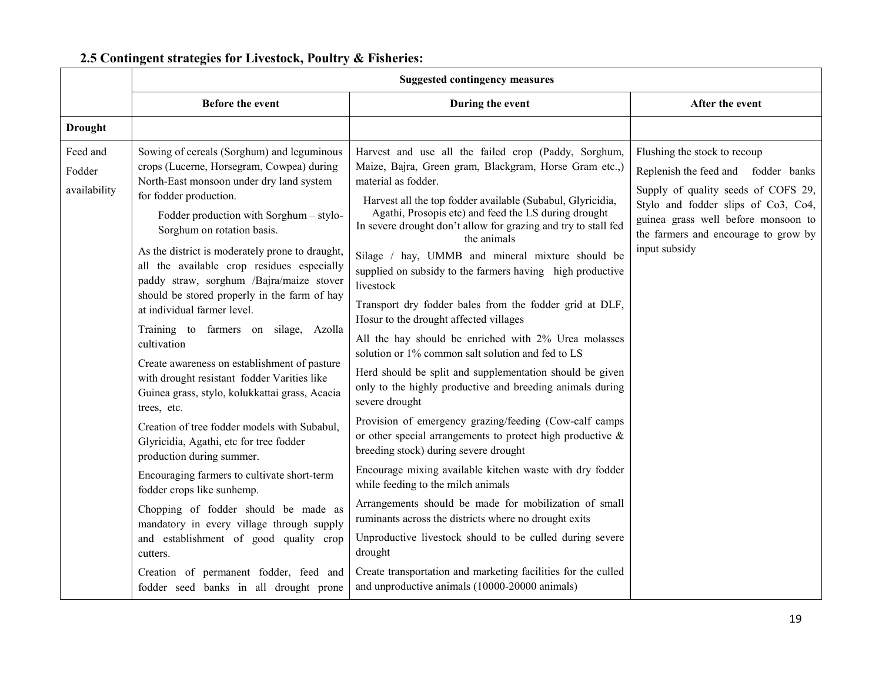## 2.5 Contingent strategies for Livestock, Poultry & Fisheries:

| | Suggested contingency measures | | |
|---|---|---|---|
| | **Before the event** | **During the event** | **After the event** |
| **Drought** | | | |
| Feed and Fodder availability | Sowing of cereals (Sorghum) and leguminous crops (Lucerne, Horsegram, Cowpea) during North-East monsoon under dry land system for fodder production.<br>Fodder production with Sorghum – stylo-Sorghum on rotation basis.<br>As the district is moderately prone to draught, all the available crop residues especially paddy straw, sorghum /Bajra/maize stover should be stored properly in the farm of hay at individual farmer level.<br>Training to farmers on silage, Azolla cultivation<br>Create awareness on establishment of pasture with drought resistant fodder Varities like Guinea grass, stylo, kolukkattai grass, Acacia trees, etc.<br>Creation of tree fodder models with Subabul, Glyricidia, Agathi, etc for tree fodder production during summer.<br>Encouraging farmers to cultivate short-term fodder crops like sunhemp.<br>Chopping of fodder should be made as mandatory in every village through supply and establishment of good quality crop cutters.<br>Creation of permanent fodder, feed and fodder seed banks in all drought prone | Harvest and use all the failed crop (Paddy, Sorghum, Maize, Bajra, Green gram, Blackgram, Horse Gram etc.,) material as fodder.<br>Harvest all the top fodder available (Subabul, Glyricidia, Agathi, Prosopis etc) and feed the LS during drought<br>In severe drought don't allow for grazing and try to stall fed the animals<br>Silage / hay, UMMB and mineral mixture should be supplied on subsidy to the farmers having high productive livestock<br>Transport dry fodder bales from the fodder grid at DLF, Hosur to the drought affected villages<br>All the hay should be enriched with 2% Urea molasses solution or 1% common salt solution and fed to LS<br>Herd should be split and supplementation should be given only to the highly productive and breeding animals during severe drought<br>Provision of emergency grazing/feeding (Cow-calf camps or other special arrangements to protect high productive & breeding stock) during severe drought<br>Encourage mixing available kitchen waste with dry fodder while feeding to the milch animals<br>Arrangements should be made for mobilization of small ruminants across the districts where no drought exits<br>Unproductive livestock should to be culled during severe drought<br>Create transportation and marketing facilities for the culled and unproductive animals (10000-20000 animals) | Flushing the stock to recoup<br>Replenish the feed and fodder banks<br>Supply of quality seeds of COFS 29, Stylo and fodder slips of Co3, Co4, guinea grass well before monsoon to the farmers and encourage to grow by input subsidy |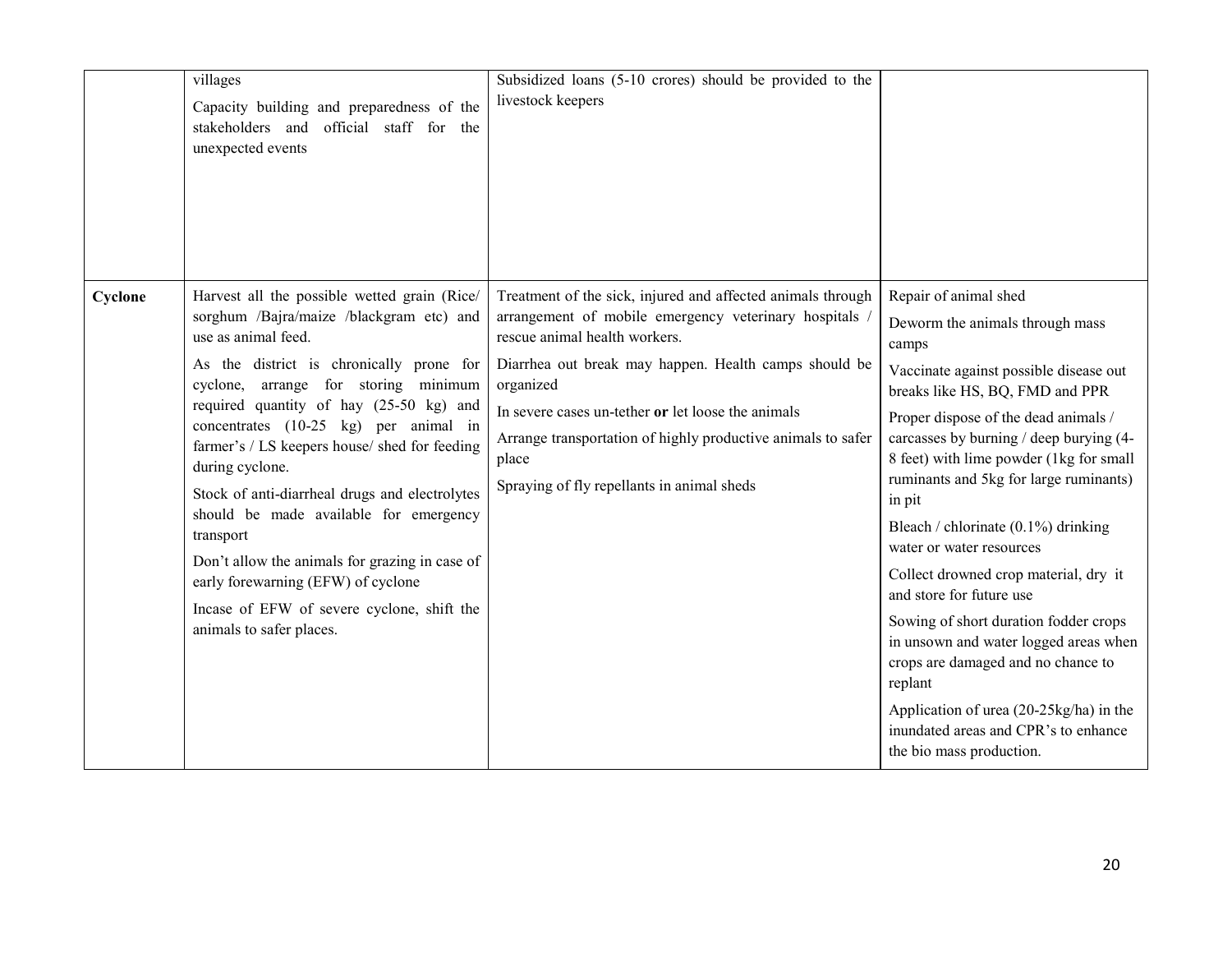| | | | |
|---|---|---|---|
| | villages<br>Capacity building and preparedness of the stakeholders and official staff for the unexpected events | Subsidized loans (5-10 crores) should be provided to the livestock keepers | |
| **Cyclone** | Harvest all the possible wetted grain (Rice/ sorghum /Bajra/maize /blackgram etc) and use as animal feed.<br>As the district is chronically prone for cyclone, arrange for storing minimum required quantity of hay (25-50 kg) and concentrates (10-25 kg) per animal in farmer's / LS keepers house/ shed for feeding during cyclone.<br>Stock of anti-diarrheal drugs and electrolytes should be made available for emergency transport<br>Don't allow the animals for grazing in case of early forewarning (EFW) of cyclone<br>Incase of EFW of severe cyclone, shift the animals to safer places. | Treatment of the sick, injured and affected animals through arrangement of mobile emergency veterinary hospitals / rescue animal health workers.<br>Diarrhea out break may happen. Health camps should be organized<br>In severe cases un-tether **or** let loose the animals<br>Arrange transportation of highly productive animals to safer place<br>Spraying of fly repellants in animal sheds | Repair of animal shed<br>Deworm the animals through mass camps<br>Vaccinate against possible disease out breaks like HS, BQ, FMD and PPR<br>Proper dispose of the dead animals / carcasses by burning / deep burying (4-8 feet) with lime powder (1kg for small ruminants and 5kg for large ruminants) in pit<br>Bleach / chlorinate (0.1%) drinking water or water resources<br>Collect drowned crop material, dry it and store for future use<br>Sowing of short duration fodder crops in unsown and water logged areas when crops are damaged and no chance to replant<br>Application of urea (20-25kg/ha) in the inundated areas and CPR's to enhance the bio mass production. |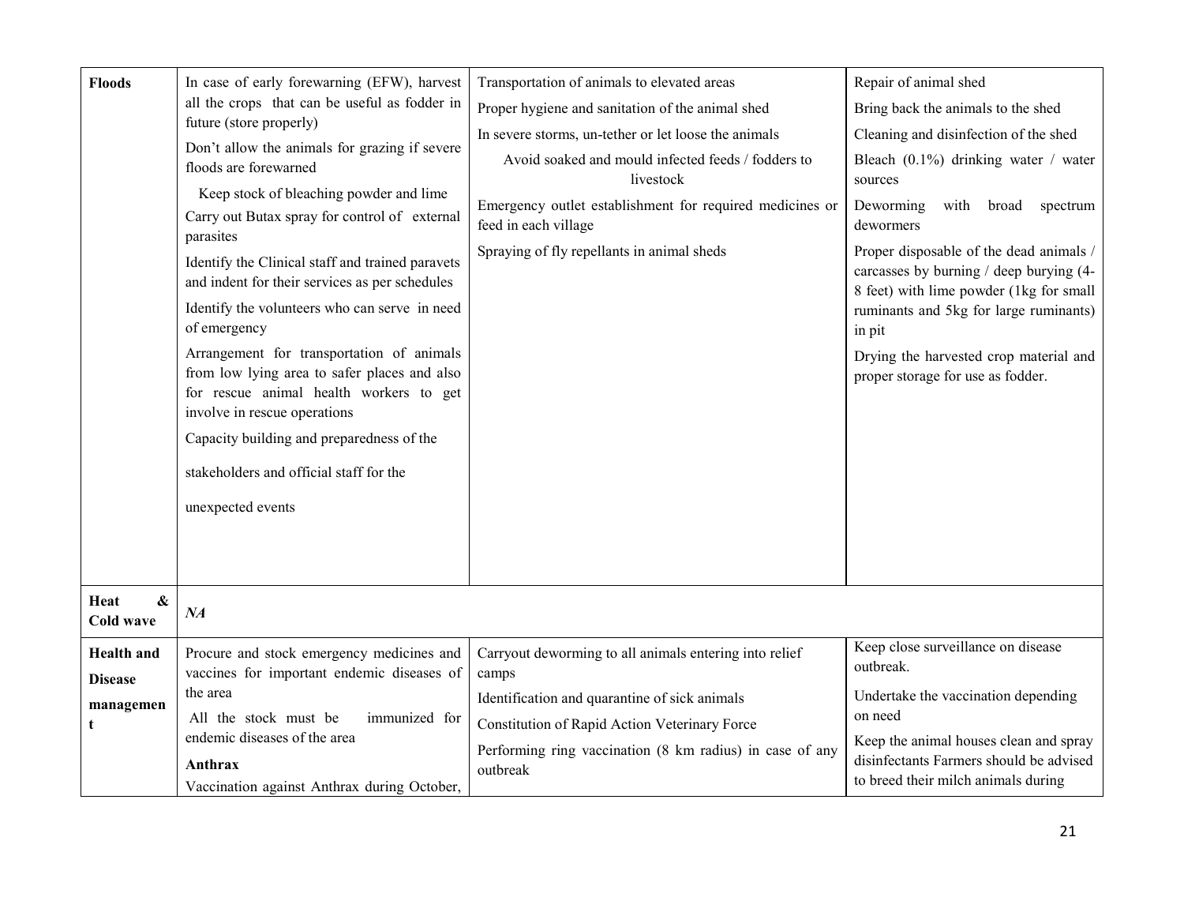| | | | |
|---|---|---|---|
| **Floods** | In case of early forewarning (EFW), harvest all the crops that can be useful as fodder in future (store properly)<br>Don't allow the animals for grazing if severe floods are forewarned<br>Keep stock of bleaching powder and lime<br>Carry out Butax spray for control of external parasites<br>Identify the Clinical staff and trained paravets and indent for their services as per schedules<br>Identify the volunteers who can serve in need of emergency<br>Arrangement for transportation of animals from low lying area to safer places and also for rescue animal health workers to get involve in rescue operations<br>Capacity building and preparedness of the stakeholders and official staff for the unexpected events | Transportation of animals to elevated areas<br>Proper hygiene and sanitation of the animal shed<br>In severe storms, un-tether or let loose the animals<br>Avoid soaked and mould infected feeds / fodders to livestock<br>Emergency outlet establishment for required medicines or feed in each village<br>Spraying of fly repellants in animal sheds | Repair of animal shed<br>Bring back the animals to the shed<br>Cleaning and disinfection of the shed<br>Bleach (0.1%) drinking water / water sources<br>Deworming with broad spectrum dewormers<br>Proper disposable of the dead animals / carcasses by burning / deep burying (4-8 feet) with lime powder (1kg for small ruminants and 5kg for large ruminants) in pit<br>Drying the harvested crop material and proper storage for use as fodder. |
| **Heat & Cold wave** | *NA* | | |
| **Health and Disease management** | Procure and stock emergency medicines and vaccines for important endemic diseases of the area<br>All the stock must be immunized for endemic diseases of the area<br>**Anthrax**<br>Vaccination against Anthrax during October, | Carryout deworming to all animals entering into relief camps<br>Identification and quarantine of sick animals<br>Constitution of Rapid Action Veterinary Force<br>Performing ring vaccination (8 km radius) in case of any outbreak | Keep close surveillance on disease outbreak.<br>Undertake the vaccination depending on need<br>Keep the animal houses clean and spray disinfectants Farmers should be advised to breed their milch animals during |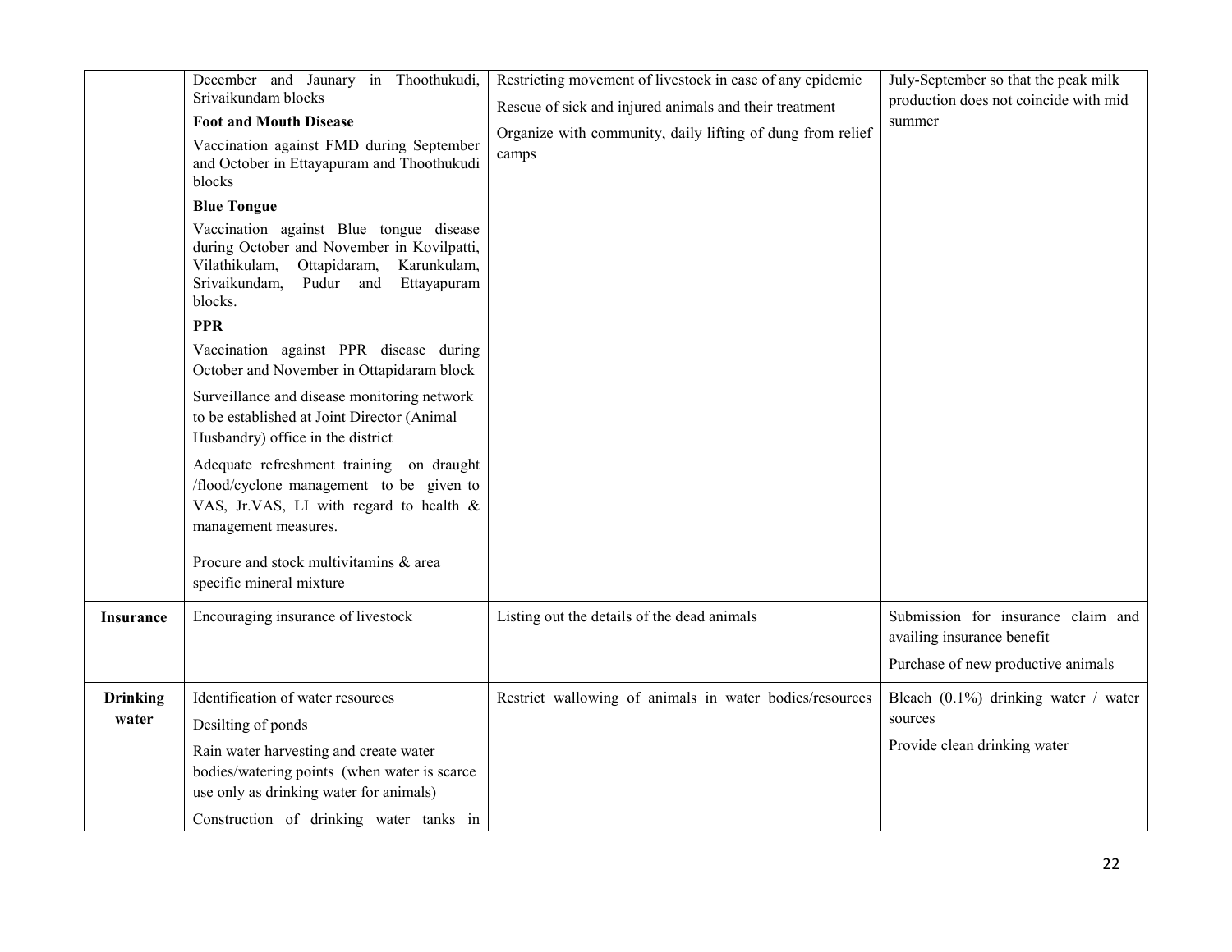| | | | |
|---|---|---|---|
| | December and Jaunary in Thoothukudi, Srivaikundam blocks<br>**Foot and Mouth Disease**<br>Vaccination against FMD during September and October in Ettayapuram and Thoothukudi blocks<br>**Blue Tongue**<br>Vaccination against Blue tongue disease during October and November in Kovilpatti, Vilathikulam, Ottapidaram, Karunkulam, Srivaikundam, Pudur and Ettayapuram blocks.<br>**PPR**<br>Vaccination against PPR disease during October and November in Ottapidaram block<br>Surveillance and disease monitoring network to be established at Joint Director (Animal Husbandry) office in the district<br>Adequate refreshment training on draught /flood/cyclone management to be given to VAS, Jr.VAS, LI with regard to health & management measures.<br>Procure and stock multivitamins & area specific mineral mixture | Restricting movement of livestock in case of any epidemic<br>Rescue of sick and injured animals and their treatment<br>Organize with community, daily lifting of dung from relief camps | July-September so that the peak milk production does not coincide with mid summer |
| **Insurance** | Encouraging insurance of livestock | Listing out the details of the dead animals | Submission for insurance claim and availing insurance benefit<br>Purchase of new productive animals |
| **Drinking water** | Identification of water resources<br>Desilting of ponds<br>Rain water harvesting and create water bodies/watering points (when water is scarce use only as drinking water for animals)<br>Construction of drinking water tanks in | Restrict wallowing of animals in water bodies/resources | Bleach (0.1%) drinking water / water sources<br>Provide clean drinking water |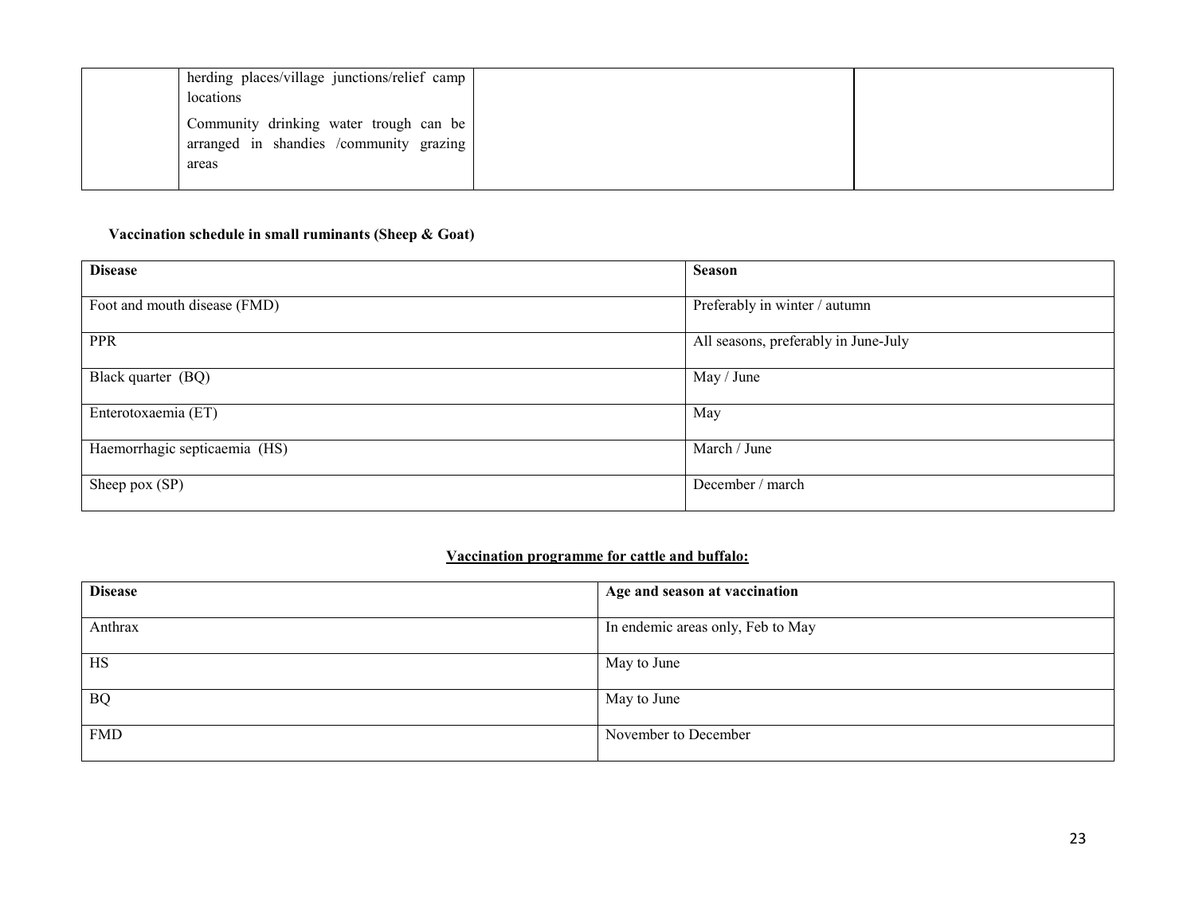| | herding places/village junctions/relief camp locations<br>Community drinking water trough can be arranged in shandies /community grazing areas | | |
|---|---|---|---|

**Vaccination schedule in small ruminants (Sheep & Goat)**

| Disease | Season |
|---|---|
| Foot and mouth disease (FMD) | Preferably in winter / autumn |
| PPR | All seasons, preferably in June-July |
| Black quarter (BQ) | May / June |
| Enterotoxaemia (ET) | May |
| Haemorrhagic septicaemia (HS) | March / June |
| Sheep pox (SP) | December / march |

**Vaccination programme for cattle and buffalo:**

| Disease | Age and season at vaccination |
|---|---|
| Anthrax | In endemic areas only, Feb to May |
| HS | May to June |
| BQ | May to June |
| FMD | November to December |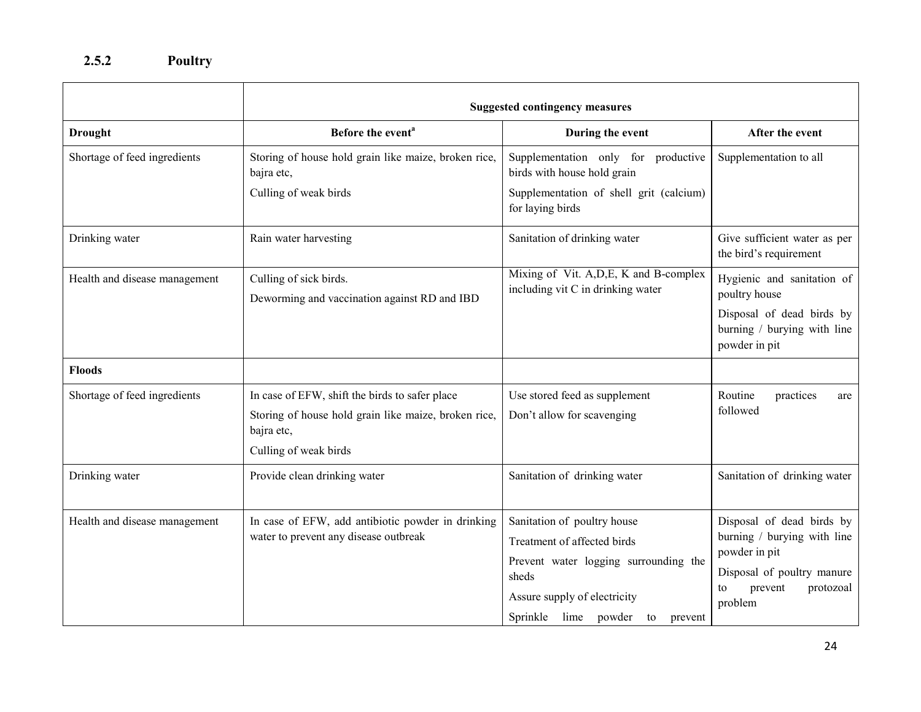### 2.5.2 Poultry

| | Suggested contingency measures | | |
|---|---|---|---|
| **Drought** | **Before the event[a]** | **During the event** | **After the event** |
| Shortage of feed ingredients | Storing of house hold grain like maize, broken rice, bajra etc,<br>Culling of weak birds | Supplementation only for productive birds with house hold grain<br>Supplementation of shell grit (calcium) for laying birds | Supplementation to all |
| Drinking water | Rain water harvesting | Sanitation of drinking water | Give sufficient water as per the bird's requirement |
| Health and disease management | Culling of sick birds.<br>Deworming and vaccination against RD and IBD | Mixing of Vit. A,D,E, K and B-complex including vit C in drinking water | Hygienic and sanitation of poultry house<br>Disposal of dead birds by burning / burying with line powder in pit |
| **Floods** | | | |
| Shortage of feed ingredients | In case of EFW, shift the birds to safer place<br>Storing of house hold grain like maize, broken rice, bajra etc,<br>Culling of weak birds | Use stored feed as supplement<br>Don't allow for scavenging | Routine practices are followed |
| Drinking water | Provide clean drinking water | Sanitation of drinking water | Sanitation of drinking water |
| Health and disease management | In case of EFW, add antibiotic powder in drinking water to prevent any disease outbreak | Sanitation of poultry house<br>Treatment of affected birds<br>Prevent water logging surrounding the sheds<br>Assure supply of electricity<br>Sprinkle lime powder to prevent | Disposal of dead birds by burning / burying with line powder in pit<br>Disposal of poultry manure to prevent protozoal problem |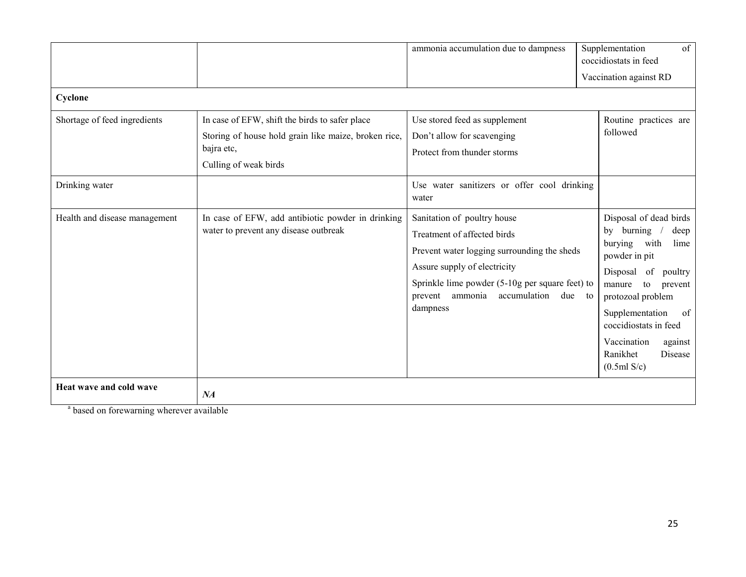| | | | |
|---|---|---|---|
| | | ammonia accumulation due to dampness | Supplementation of coccidiostats in feed<br>Vaccination against RD |
| **Cyclone** | | | |
| Shortage of feed ingredients | In case of EFW, shift the birds to safer place<br>Storing of house hold grain like maize, broken rice, bajra etc,<br>Culling of weak birds | Use stored feed as supplement<br>Don't allow for scavenging<br>Protect from thunder storms | Routine practices are followed |
| Drinking water | | Use water sanitizers or offer cool drinking water | |
| Health and disease management | In case of EFW, add antibiotic powder in drinking water to prevent any disease outbreak | Sanitation of poultry house<br>Treatment of affected birds<br>Prevent water logging surrounding the sheds<br>Assure supply of electricity<br>Sprinkle lime powder (5-10g per square feet) to prevent ammonia accumulation due to dampness | Disposal of dead birds by burning / deep burying with lime powder in pit<br>Disposal of poultry manure to prevent protozoal problem<br>Supplementation of coccidiostats in feed<br>Vaccination against Ranikhet Disease (0.5ml S/c) |
| **Heat wave and cold wave** | ***NA*** | | |

[a] based on forewarning wherever available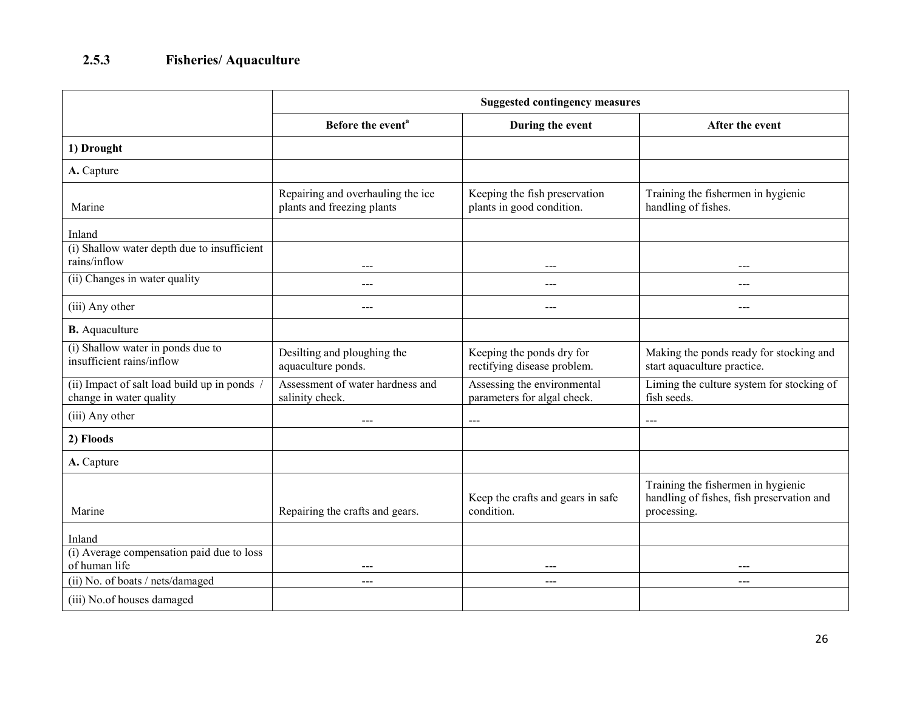## 2.5.3 Fisheries/ Aquaculture

| | Suggested contingency measures | | |
|---|---|---|---|
| | Before the event[a] | During the event | After the event |
| **1) Drought** | | | |
| **A.** Capture | | | |
| Marine | Repairing and overhauling the ice plants and freezing plants | Keeping the fish preservation plants in good condition. | Training the fishermen in hygienic handling of fishes. |
| Inland | | | |
| (i) Shallow water depth due to insufficient rains/inflow | --- | --- | --- |
| (ii) Changes in water quality | --- | --- | --- |
| (iii) Any other | --- | --- | --- |
| **B.** Aquaculture | | | |
| (i) Shallow water in ponds due to insufficient rains/inflow | Desilting and ploughing the aquaculture ponds. | Keeping the ponds dry for rectifying disease problem. | Making the ponds ready for stocking and start aquaculture practice. |
| (ii) Impact of salt load build up in ponds / change in water quality | Assessment of water hardness and salinity check. | Assessing the environmental parameters for algal check. | Liming the culture system for stocking of fish seeds. |
| (iii) Any other | --- | --- | --- |
| **2) Floods** | | | |
| **A.** Capture | | | |
| Marine | Repairing the crafts and gears. | Keep the crafts and gears in safe condition. | Training the fishermen in hygienic handling of fishes, fish preservation and processing. |
| Inland | | | |
| (i) Average compensation paid due to loss of human life | --- | --- | --- |
| (ii) No. of boats / nets/damaged | --- | --- | --- |
| (iii) No.of houses damaged | | | |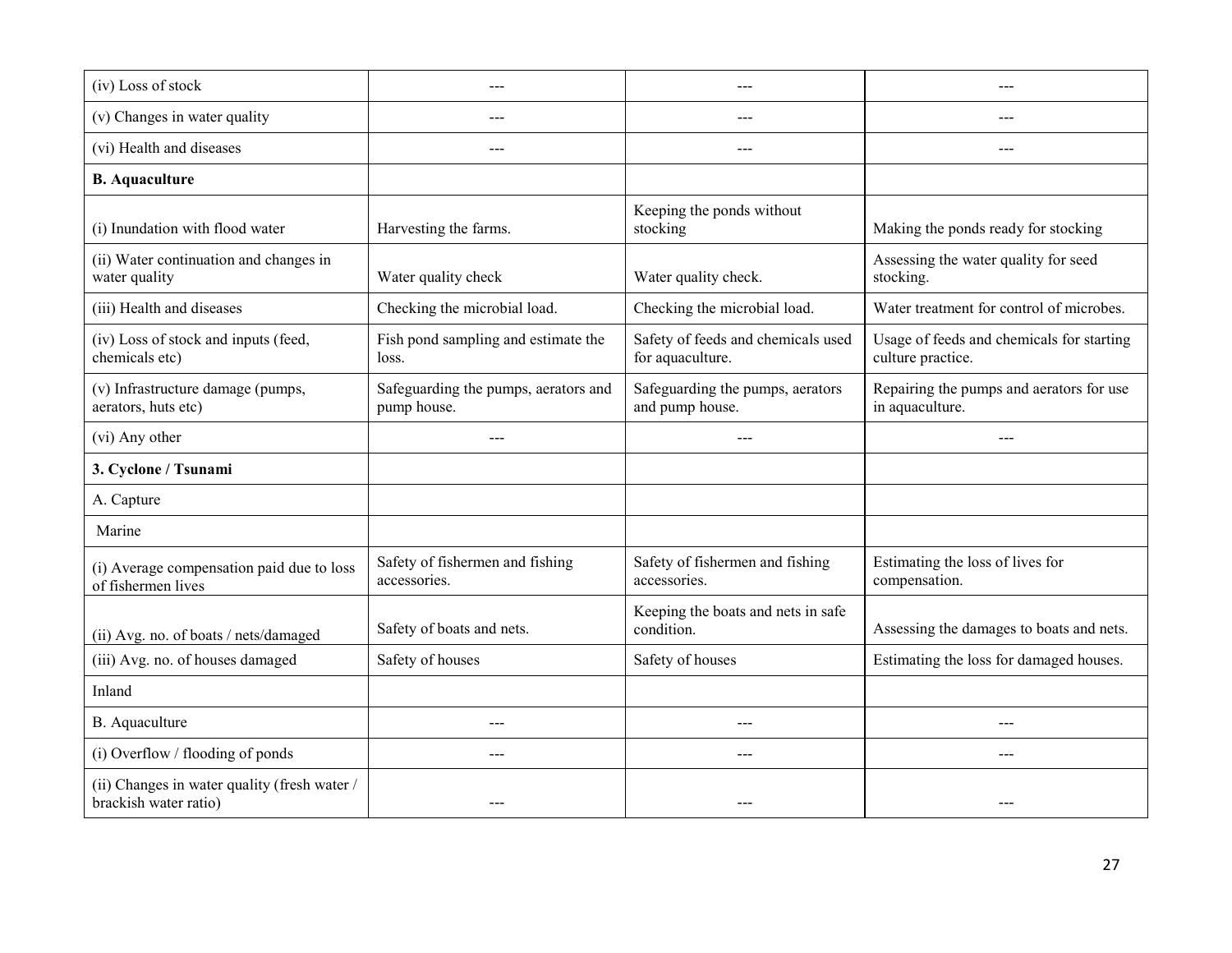| | | | |
|---|---|---|---|
| (iv) Loss of stock | --- | --- | --- |
| (v) Changes in water quality | --- | --- | --- |
| (vi) Health and diseases | --- | --- | --- |
| **B. Aquaculture** | | | |
| (i) Inundation with flood water | Harvesting the farms. | Keeping the ponds without stocking | Making the ponds ready for stocking |
| (ii) Water continuation and changes in water quality | Water quality check | Water quality check. | Assessing the water quality for seed stocking. |
| (iii) Health and diseases | Checking the microbial load. | Checking the microbial load. | Water treatment for control of microbes. |
| (iv) Loss of stock and inputs (feed, chemicals etc) | Fish pond sampling and estimate the loss. | Safety of feeds and chemicals used for aquaculture. | Usage of feeds and chemicals for starting culture practice. |
| (v) Infrastructure damage (pumps, aerators, huts etc) | Safeguarding the pumps, aerators and pump house. | Safeguarding the pumps, aerators and pump house. | Repairing the pumps and aerators for use in aquaculture. |
| (vi) Any other | --- | --- | --- |
| **3. Cyclone / Tsunami** | | | |
| A. Capture | | | |
| Marine | | | |
| (i) Average compensation paid due to loss of fishermen lives | Safety of fishermen and fishing accessories. | Safety of fishermen and fishing accessories. | Estimating the loss of lives for compensation. |
| (ii) Avg. no. of boats / nets/damaged | Safety of boats and nets. | Keeping the boats and nets in safe condition. | Assessing the damages to boats and nets. |
| (iii) Avg. no. of houses damaged | Safety of houses | Safety of houses | Estimating the loss for damaged houses. |
| Inland | | | |
| B. Aquaculture | --- | --- | --- |
| (i) Overflow / flooding of ponds | --- | --- | --- |
| (ii) Changes in water quality (fresh water / brackish water ratio) | --- | --- | --- |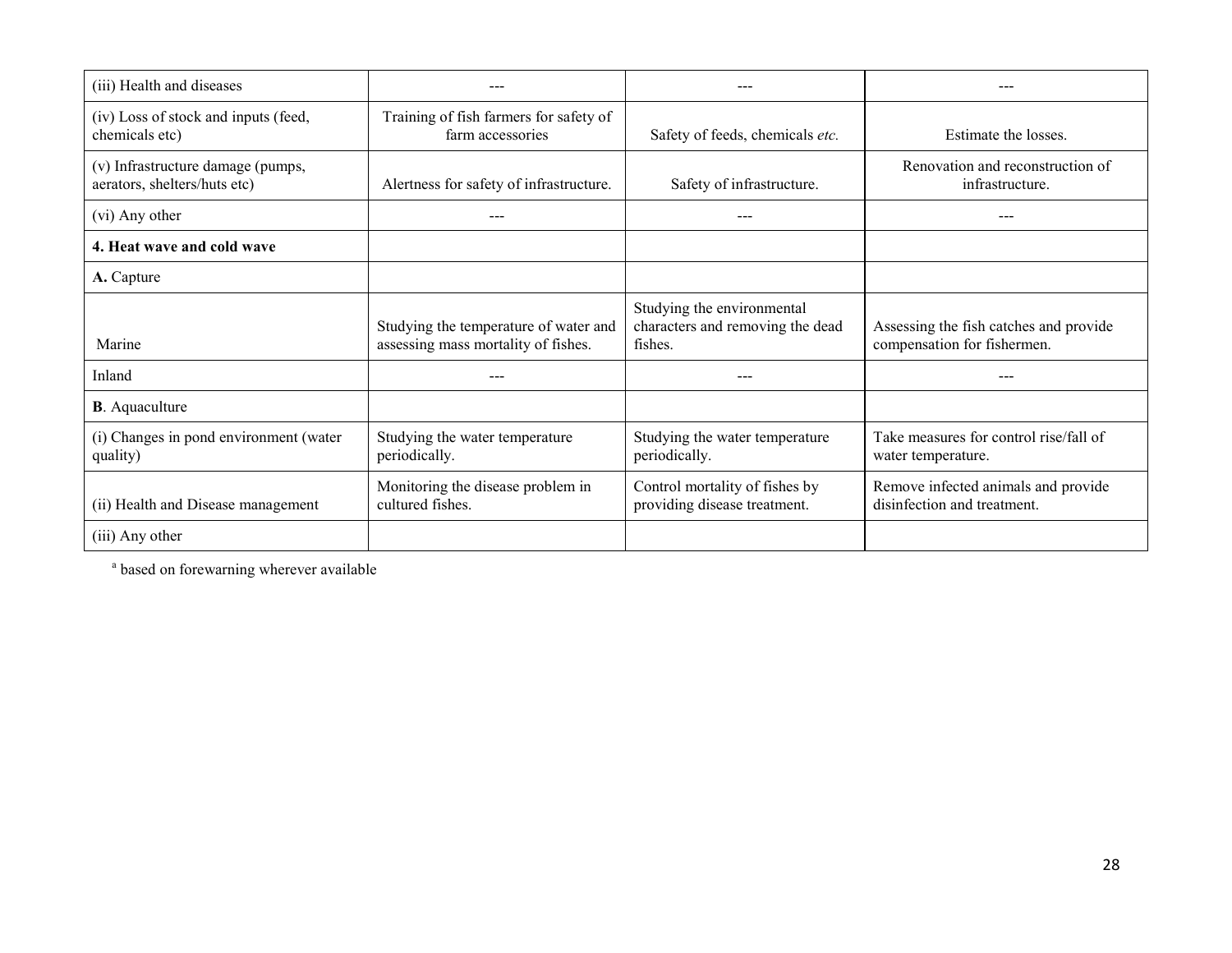| | | | |
|---|---|---|---|
| (iii) Health and diseases | --- | --- | --- |
| (iv) Loss of stock and inputs (feed, chemicals etc) | Training of fish farmers for safety of farm accessories | Safety of feeds, chemicals *etc.* | Estimate the losses. |
| (v) Infrastructure damage (pumps, aerators, shelters/huts etc) | Alertness for safety of infrastructure. | Safety of infrastructure. | Renovation and reconstruction of infrastructure. |
| (vi) Any other | --- | --- | --- |
| **4. Heat wave and cold wave** | | | |
| **A.** Capture | | | |
| Marine | Studying the temperature of water and assessing mass mortality of fishes. | Studying the environmental characters and removing the dead fishes. | Assessing the fish catches and provide compensation for fishermen. |
| Inland | --- | --- | --- |
| **B**. Aquaculture | | | |
| (i) Changes in pond environment (water quality) | Studying the water temperature periodically. | Studying the water temperature periodically. | Take measures for control rise/fall of water temperature. |
| (ii) Health and Disease management | Monitoring the disease problem in cultured fishes. | Control mortality of fishes by providing disease treatment. | Remove infected animals and provide disinfection and treatment. |
| (iii) Any other | | | |

[a] based on forewarning wherever available